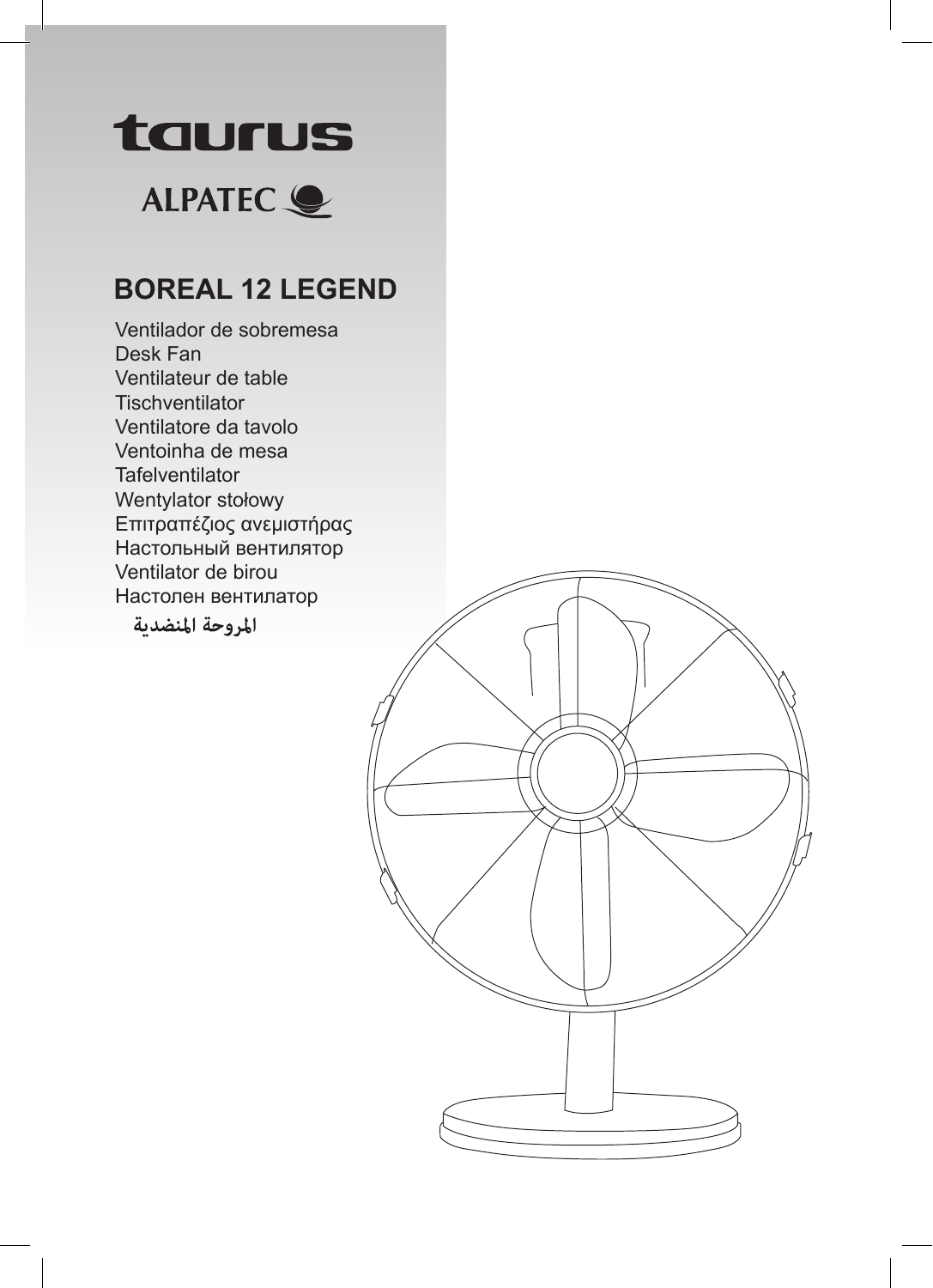taurus

ALPATEC

# BOREAL 12 LEGEND

Ventilador de sobremesa
Desk Fan
Ventilateur de table
Tischventilator
Ventilatore da tavolo
Ventoinha de mesa
Tafelventilator
Wentylator stołowy
Επιτραπέζιος ανεμιστήρας
Настольный вентилятор
Ventilator de birou
Настолен вентилатор
المروحة المنضدية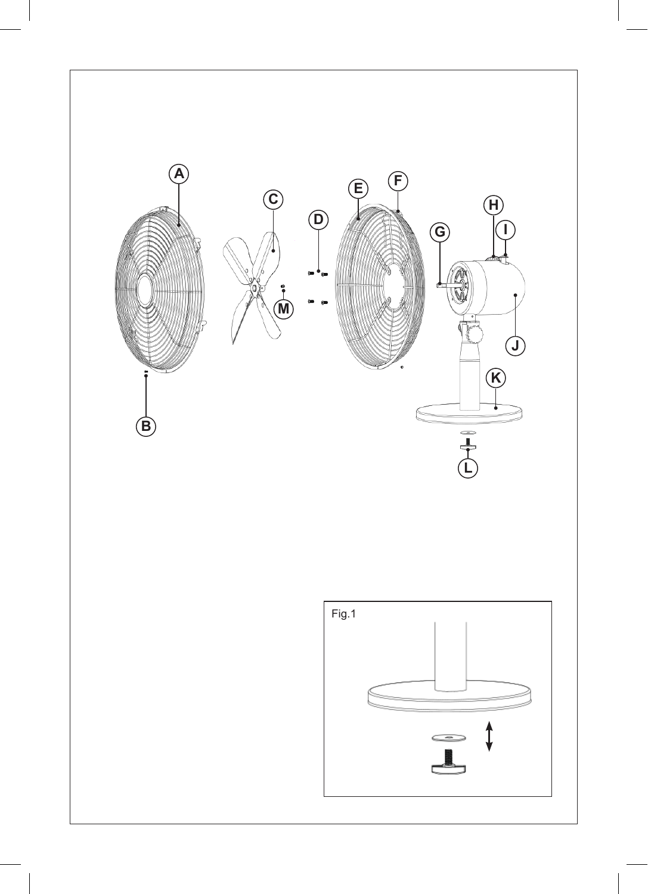A

B

C

D

E

F

G

H

I

J

K

L

M

Fig.1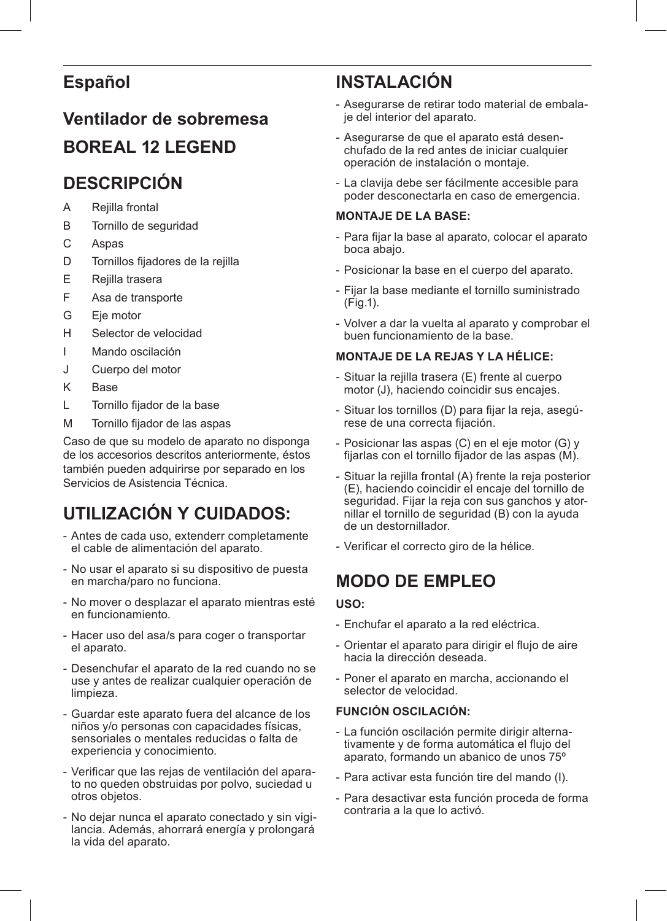## Español

# Ventilador de sobremesa

# BOREAL 12 LEGEND

## DESCRIPCIÓN

- A Rejilla frontal
- B Tornillo de seguridad
- C Aspas
- D Tornillos fijadores de la rejilla
- E Rejilla trasera
- F Asa de transporte
- G Eje motor
- H Selector de velocidad
- I Mando oscilación
- J Cuerpo del motor
- K Base
- L Tornillo fijador de la base
- M Tornillo fijador de las aspas

Caso de que su modelo de aparato no disponga de los accesorios descritos anteriormente, éstos también pueden adquirirse por separado en los Servicios de Asistencia Técnica.

## UTILIZACIÓN Y CUIDADOS:

- Antes de cada uso, extenderr completamente el cable de alimentación del aparato.
- No usar el aparato si su dispositivo de puesta en marcha/paro no funciona.
- No mover o desplazar el aparato mientras esté en funcionamiento.
- Hacer uso del asa/s para coger o transportar el aparato.
- Desenchufar el aparato de la red cuando no se use y antes de realizar cualquier operación de limpieza.
- Guardar este aparato fuera del alcance de los niños y/o personas con capacidades físicas, sensoriales o mentales reducidas o falta de experiencia y conocimiento.
- Verificar que las rejas de ventilación del aparato no queden obstruidas por polvo, suciedad u otros objetos.
- No dejar nunca el aparato conectado y sin vigilancia. Además, ahorrará energía y prolongará la vida del aparato.

## INSTALACIÓN

- Asegurarse de retirar todo material de embalaje del interior del aparato.
- Asegurarse de que el aparato está desenchufado de la red antes de iniciar cualquier operación de instalación o montaje.
- La clavija debe ser fácilmente accesible para poder desconectarla en caso de emergencia.

### MONTAJE DE LA BASE:

- Para fijar la base al aparato, colocar el aparato boca abajo.
- Posicionar la base en el cuerpo del aparato.
- Fijar la base mediante el tornillo suministrado (Fig.1).
- Volver a dar la vuelta al aparato y comprobar el buen funcionamiento de la base.

### MONTAJE DE LA REJAS Y LA HÉLICE:

- Situar la rejilla trasera (E) frente al cuerpo motor (J), haciendo coincidir sus encajes.
- Situar los tornillos (D) para fijar la reja, asegúrese de una correcta fijación.
- Posicionar las aspas (C) en el eje motor (G) y fijarlas con el tornillo fijador de las aspas (M).
- Situar la rejilla frontal (A) frente la reja posterior (E), haciendo coincidir el encaje del tornillo de seguridad. Fijar la reja con sus ganchos y atornillar el tornillo de seguridad (B) con la ayuda de un destornillador.
- Verificar el correcto giro de la hélice.

## MODO DE EMPLEO

### USO:

- Enchufar el aparato a la red eléctrica.
- Orientar el aparato para dirigir el flujo de aire hacia la dirección deseada.
- Poner el aparato en marcha, accionando el selector de velocidad.

### FUNCIÓN OSCILACIÓN:

- La función oscilación permite dirigir alternativamente y de forma automática el flujo del aparato, formando un abanico de unos 75º
- Para activar esta función tire del mando (I).
- Para desactivar esta función proceda de forma contraria a la que lo activó.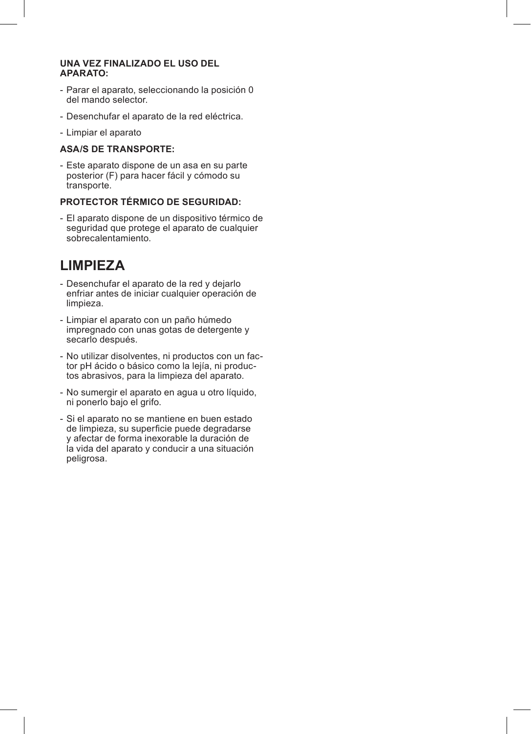**UNA VEZ FINALIZADO EL USO DEL APARATO:**

- Parar el aparato, seleccionando la posición 0 del mando selector.
- Desenchufar el aparato de la red eléctrica.
- Limpiar el aparato

**ASA/S DE TRANSPORTE:**

- Este aparato dispone de un asa en su parte posterior (F) para hacer fácil y cómodo su transporte.

**PROTECTOR TÉRMICO DE SEGURIDAD:**

- El aparato dispone de un dispositivo térmico de seguridad que protege el aparato de cualquier sobrecalentamiento.

## LIMPIEZA

- Desenchufar el aparato de la red y dejarlo enfriar antes de iniciar cualquier operación de limpieza.
- Limpiar el aparato con un paño húmedo impregnado con unas gotas de detergente y secarlo después.
- No utilizar disolventes, ni productos con un factor pH ácido o básico como la lejía, ni productos abrasivos, para la limpieza del aparato.
- No sumergir el aparato en agua u otro líquido, ni ponerlo bajo el grifo.
- Si el aparato no se mantiene en buen estado de limpieza, su superficie puede degradarse y afectar de forma inexorable la duración de la vida del aparato y conducir a una situación peligrosa.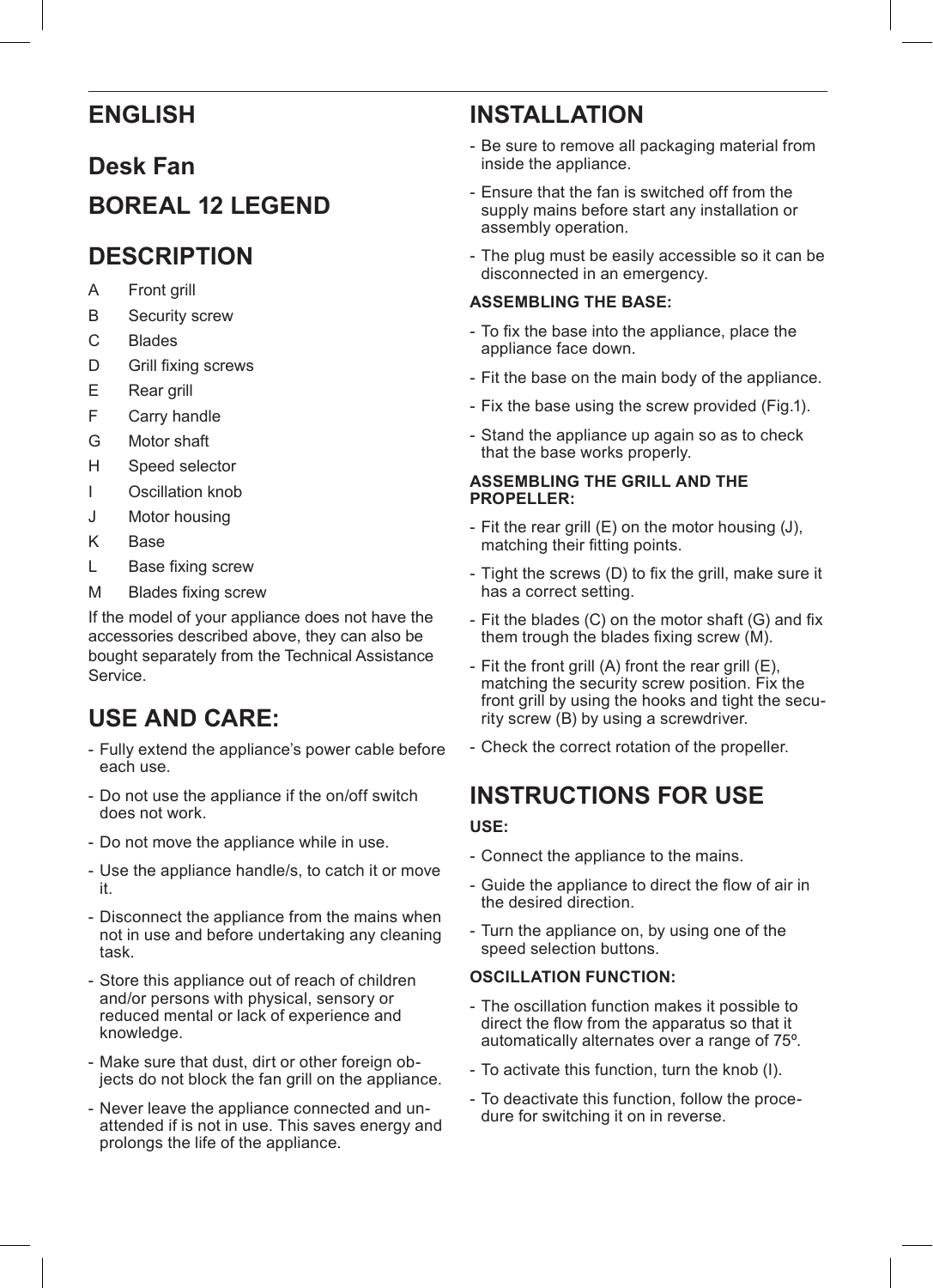# ENGLISH

## Desk Fan

## BOREAL 12 LEGEND

## DESCRIPTION

A Front grill
B Security screw
C Blades
D Grill fixing screws
E Rear grill
F Carry handle
G Motor shaft
H Speed selector
I Oscillation knob
J Motor housing
K Base
L Base fixing screw
M Blades fixing screw

If the model of your appliance does not have the accessories described above, they can also be bought separately from the Technical Assistance Service.

## USE AND CARE:

- Fully extend the appliance's power cable before each use.
- Do not use the appliance if the on/off switch does not work.
- Do not move the appliance while in use.
- Use the appliance handle/s, to catch it or move it.
- Disconnect the appliance from the mains when not in use and before undertaking any cleaning task.
- Store this appliance out of reach of children and/or persons with physical, sensory or reduced mental or lack of experience and knowledge.
- Make sure that dust, dirt or other foreign objects do not block the fan grill on the appliance.
- Never leave the appliance connected and unattended if is not in use. This saves energy and prolongs the life of the appliance.

## INSTALLATION

- Be sure to remove all packaging material from inside the appliance.
- Ensure that the fan is switched off from the supply mains before start any installation or assembly operation.
- The plug must be easily accessible so it can be disconnected in an emergency.

**ASSEMBLING THE BASE:**

- To fix the base into the appliance, place the appliance face down.
- Fit the base on the main body of the appliance.
- Fix the base using the screw provided (Fig.1).
- Stand the appliance up again so as to check that the base works properly.

**ASSEMBLING THE GRILL AND THE PROPELLER:**

- Fit the rear grill (E) on the motor housing (J), matching their fitting points.
- Tight the screws (D) to fix the grill, make sure it has a correct setting.
- Fit the blades (C) on the motor shaft (G) and fix them trough the blades fixing screw (M).
- Fit the front grill (A) front the rear grill (E), matching the security screw position. Fix the front grill by using the hooks and tight the security screw (B) by using a screwdriver.
- Check the correct rotation of the propeller.

## INSTRUCTIONS FOR USE

**USE:**

- Connect the appliance to the mains.
- Guide the appliance to direct the flow of air in the desired direction.
- Turn the appliance on, by using one of the speed selection buttons.

**OSCILLATION FUNCTION:**

- The oscillation function makes it possible to direct the flow from the apparatus so that it automatically alternates over a range of 75º.
- To activate this function, turn the knob (I).
- To deactivate this function, follow the procedure for switching it on in reverse.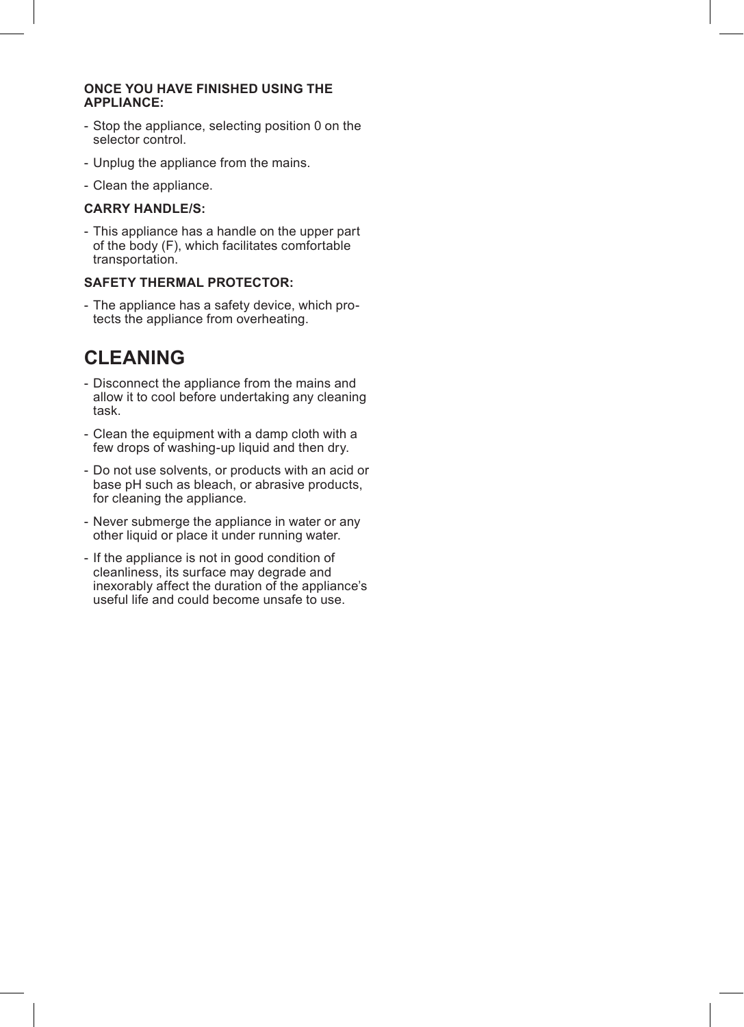**ONCE YOU HAVE FINISHED USING THE APPLIANCE:**

- Stop the appliance, selecting position 0 on the selector control.
- Unplug the appliance from the mains.
- Clean the appliance.

**CARRY HANDLE/S:**

- This appliance has a handle on the upper part of the body (F), which facilitates comfortable transportation.

**SAFETY THERMAL PROTECTOR:**

- The appliance has a safety device, which protects the appliance from overheating.

## CLEANING

- Disconnect the appliance from the mains and allow it to cool before undertaking any cleaning task.
- Clean the equipment with a damp cloth with a few drops of washing-up liquid and then dry.
- Do not use solvents, or products with an acid or base pH such as bleach, or abrasive products, for cleaning the appliance.
- Never submerge the appliance in water or any other liquid or place it under running water.
- If the appliance is not in good condition of cleanliness, its surface may degrade and inexorably affect the duration of the appliance's useful life and could become unsafe to use.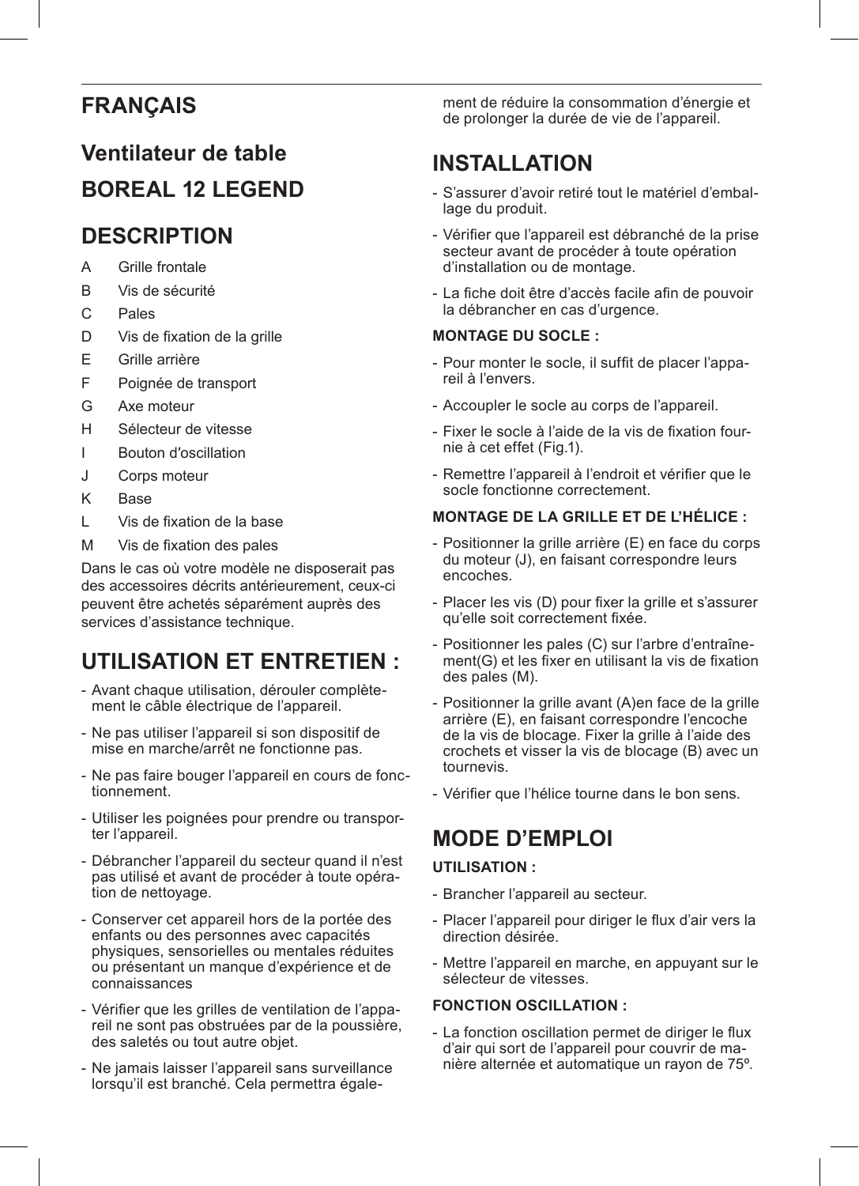# FRANÇAIS

## Ventilateur de table

## BOREAL 12 LEGEND

## DESCRIPTION

- A Grille frontale
- B Vis de sécurité
- C Pales
- D Vis de fixation de la grille
- E Grille arrière
- F Poignée de transport
- G Axe moteur
- H Sélecteur de vitesse
- I Bouton d'oscillation
- J Corps moteur
- K Base
- L Vis de fixation de la base
- M Vis de fixation des pales

Dans le cas où votre modèle ne disposerait pas des accessoires décrits antérieurement, ceux-ci peuvent être achetés séparément auprès des services d'assistance technique.

## UTILISATION ET ENTRETIEN :

- Avant chaque utilisation, dérouler complètement le câble électrique de l'appareil.
- Ne pas utiliser l'appareil si son dispositif de mise en marche/arrêt ne fonctionne pas.
- Ne pas faire bouger l'appareil en cours de fonctionnement.
- Utiliser les poignées pour prendre ou transporter l'appareil.
- Débrancher l'appareil du secteur quand il n'est pas utilisé et avant de procéder à toute opération de nettoyage.
- Conserver cet appareil hors de la portée des enfants ou des personnes avec capacités physiques, sensorielles ou mentales réduites ou présentant un manque d'expérience et de connaissances
- Vérifier que les grilles de ventilation de l'appareil ne sont pas obstruées par de la poussière, des saletés ou tout autre objet.
- Ne jamais laisser l'appareil sans surveillance lorsqu'il est branché. Cela permettra également de réduire la consommation d'énergie et de prolonger la durée de vie de l'appareil.

## INSTALLATION

- S'assurer d'avoir retiré tout le matériel d'emballage du produit.
- Vérifier que l'appareil est débranché de la prise secteur avant de procéder à toute opération d'installation ou de montage.
- La fiche doit être d'accès facile afin de pouvoir la débrancher en cas d'urgence.

### MONTAGE DU SOCLE :

- Pour monter le socle, il suffit de placer l'appareil à l'envers.
- Accoupler le socle au corps de l'appareil.
- Fixer le socle à l'aide de la vis de fixation fournie à cet effet (Fig.1).
- Remettre l'appareil à l'endroit et vérifier que le socle fonctionne correctement.

### MONTAGE DE LA GRILLE ET DE L'HÉLICE :

- Positionner la grille arrière (E) en face du corps du moteur (J), en faisant correspondre leurs encoches.
- Placer les vis (D) pour fixer la grille et s'assurer qu'elle soit correctement fixée.
- Positionner les pales (C) sur l'arbre d'entraînement(G) et les fixer en utilisant la vis de fixation des pales (M).
- Positionner la grille avant (A)en face de la grille arrière (E), en faisant correspondre l'encoche de la vis de blocage. Fixer la grille à l'aide des crochets et visser la vis de blocage (B) avec un tournevis.
- Vérifier que l'hélice tourne dans le bon sens.

## MODE D'EMPLOI

### UTILISATION :

- Brancher l'appareil au secteur.
- Placer l'appareil pour diriger le flux d'air vers la direction désirée.
- Mettre l'appareil en marche, en appuyant sur le sélecteur de vitesses.

### FONCTION OSCILLATION :

- La fonction oscillation permet de diriger le flux d'air qui sort de l'appareil pour couvrir de manière alternée et automatique un rayon de 75º.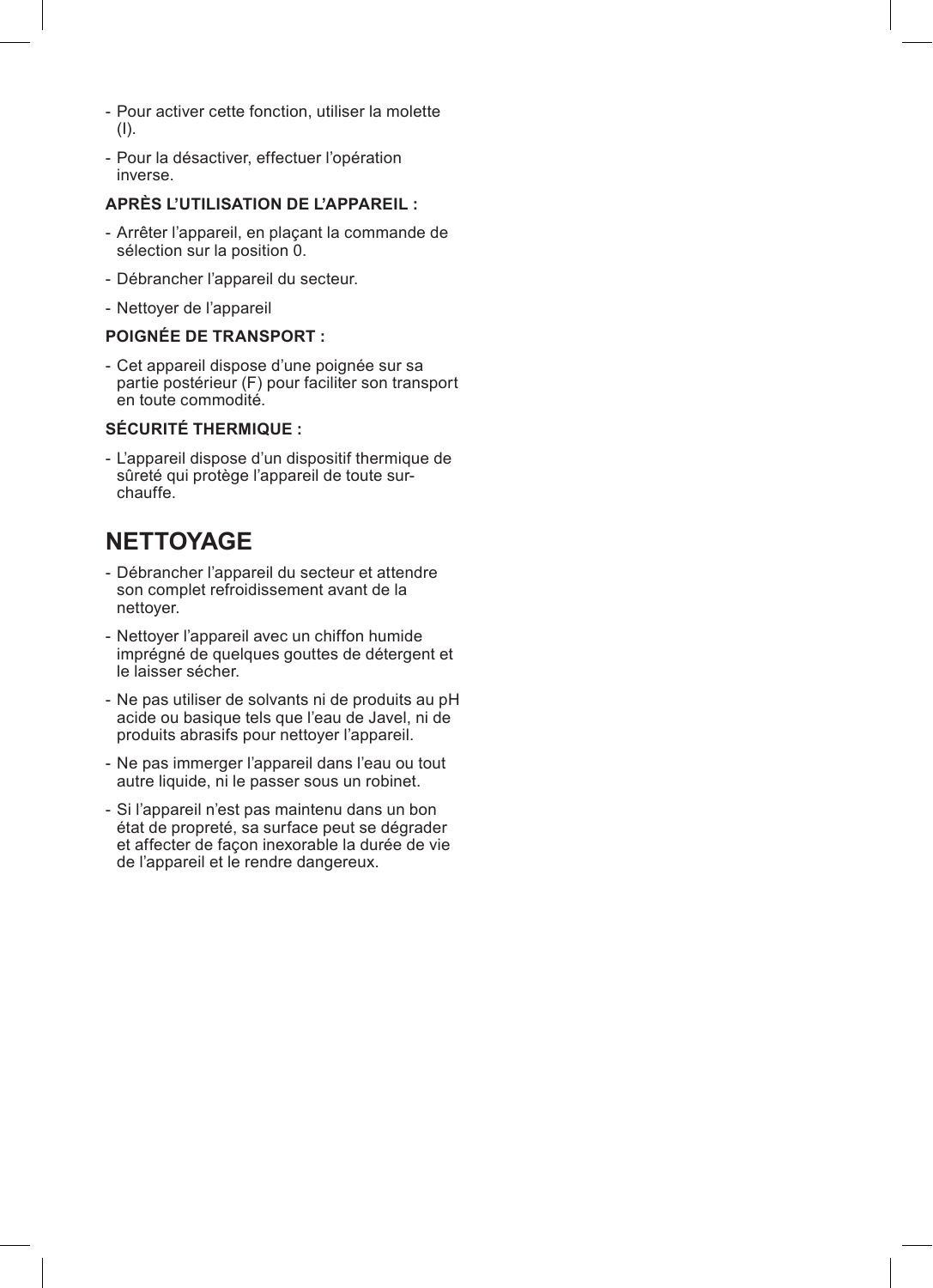- Pour activer cette fonction, utiliser la molette (I).
- Pour la désactiver, effectuer l'opération inverse.

**APRÈS L'UTILISATION DE L'APPAREIL :**

- Arrêter l'appareil, en plaçant la commande de sélection sur la position 0.
- Débrancher l'appareil du secteur.
- Nettoyer de l'appareil

**POIGNÉE DE TRANSPORT :**

- Cet appareil dispose d'une poignée sur sa partie postérieur (F) pour faciliter son transport en toute commodité.

**SÉCURITÉ THERMIQUE :**

- L'appareil dispose d'un dispositif thermique de sûreté qui protège l'appareil de toute surchauffe.

## NETTOYAGE

- Débrancher l'appareil du secteur et attendre son complet refroidissement avant de la nettoyer.
- Nettoyer l'appareil avec un chiffon humide imprégné de quelques gouttes de détergent et le laisser sécher.
- Ne pas utiliser de solvants ni de produits au pH acide ou basique tels que l'eau de Javel, ni de produits abrasifs pour nettoyer l'appareil.
- Ne pas immerger l'appareil dans l'eau ou tout autre liquide, ni le passer sous un robinet.
- Si l'appareil n'est pas maintenu dans un bon état de propreté, sa surface peut se dégrader et affecter de façon inexorable la durée de vie de l'appareil et le rendre dangereux.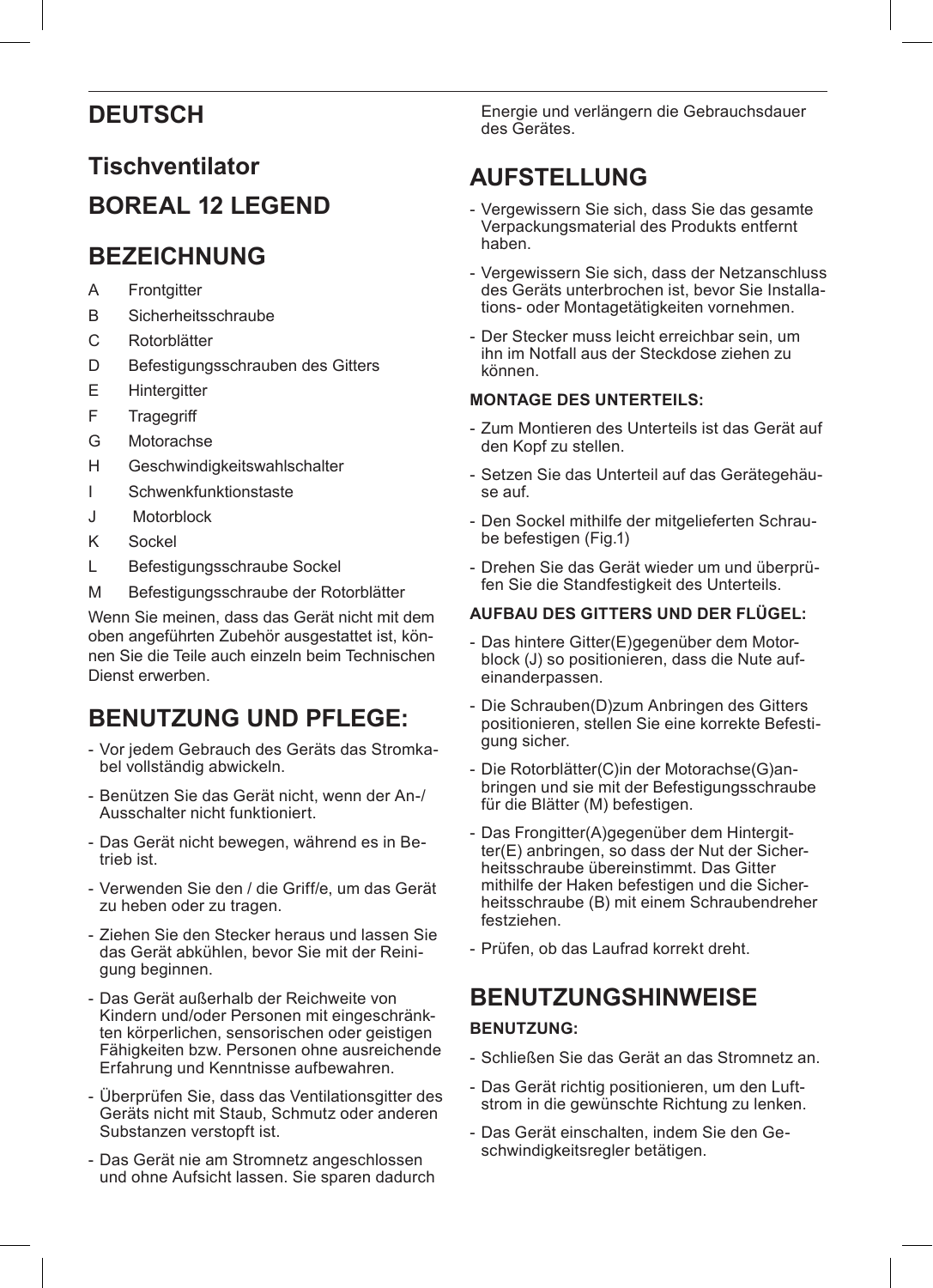## DEUTSCH

## Tischventilator

## BOREAL 12 LEGEND

## BEZEICHNUNG

A Frontgitter

B Sicherheitsschraube

C Rotorblätter

D Befestigungsschrauben des Gitters

E Hintergitter

F Tragegriff

G Motorachse

H Geschwindigkeitswahlschalter

I Schwenkfunktionstaste

J Motorblock

K Sockel

L Befestigungsschraube Sockel

M Befestigungsschraube der Rotorblätter

Wenn Sie meinen, dass das Gerät nicht mit dem oben angeführten Zubehör ausgestattet ist, können Sie die Teile auch einzeln beim Technischen Dienst erwerben.

## BENUTZUNG UND PFLEGE:

- Vor jedem Gebrauch des Geräts das Stromkabel vollständig abwickeln.
- Benützen Sie das Gerät nicht, wenn der An-/Ausschalter nicht funktioniert.
- Das Gerät nicht bewegen, während es in Betrieb ist.
- Verwenden Sie den / die Griff/e, um das Gerät zu heben oder zu tragen.
- Ziehen Sie den Stecker heraus und lassen Sie das Gerät abkühlen, bevor Sie mit der Reinigung beginnen.
- Das Gerät außerhalb der Reichweite von Kindern und/oder Personen mit eingeschränkten körperlichen, sensorischen oder geistigen Fähigkeiten bzw. Personen ohne ausreichende Erfahrung und Kenntnisse aufbewahren.
- Überprüfen Sie, dass das Ventilationsgitter des Geräts nicht mit Staub, Schmutz oder anderen Substanzen verstopft ist.
- Das Gerät nie am Stromnetz angeschlossen und ohne Aufsicht lassen. Sie sparen dadurch Energie und verlängern die Gebrauchsdauer des Gerätes.

## AUFSTELLUNG

- Vergewissern Sie sich, dass Sie das gesamte Verpackungsmaterial des Produkts entfernt haben.
- Vergewissern Sie sich, dass der Netzanschluss des Geräts unterbrochen ist, bevor Sie Installations- oder Montagetätigkeiten vornehmen.
- Der Stecker muss leicht erreichbar sein, um ihn im Notfall aus der Steckdose ziehen zu können.

### MONTAGE DES UNTERTEILS:

- Zum Montieren des Unterteils ist das Gerät auf den Kopf zu stellen.
- Setzen Sie das Unterteil auf das Gerätegehäuse auf.
- Den Sockel mithilfe der mitgelieferten Schraube befestigen (Fig.1)
- Drehen Sie das Gerät wieder um und überprüfen Sie die Standfestigkeit des Unterteils.

### AUFBAU DES GITTERS UND DER FLÜGEL:

- Das hintere Gitter(E)gegenüber dem Motorblock (J) so positionieren, dass die Nute aufeinanderpassen.
- Die Schrauben(D)zum Anbringen des Gitters positionieren, stellen Sie eine korrekte Befestigung sicher.
- Die Rotorblätter(C)in der Motorachse(G)anbringen und sie mit der Befestigungsschraube für die Blätter (M) befestigen.
- Das Frongitter(A)gegenüber dem Hintergitter(E) anbringen, so dass der Nut der Sicherheitsschraube übereinstimmt. Das Gitter mithilfe der Haken befestigen und die Sicherheitsschraube (B) mit einem Schraubendreher festziehen.
- Prüfen, ob das Laufrad korrekt dreht.

## BENUTZUNGSHINWEISE

### BENUTZUNG:

- Schließen Sie das Gerät an das Stromnetz an.
- Das Gerät richtig positionieren, um den Luftstrom in die gewünschte Richtung zu lenken.
- Das Gerät einschalten, indem Sie den Geschwindigkeitsregler betätigen.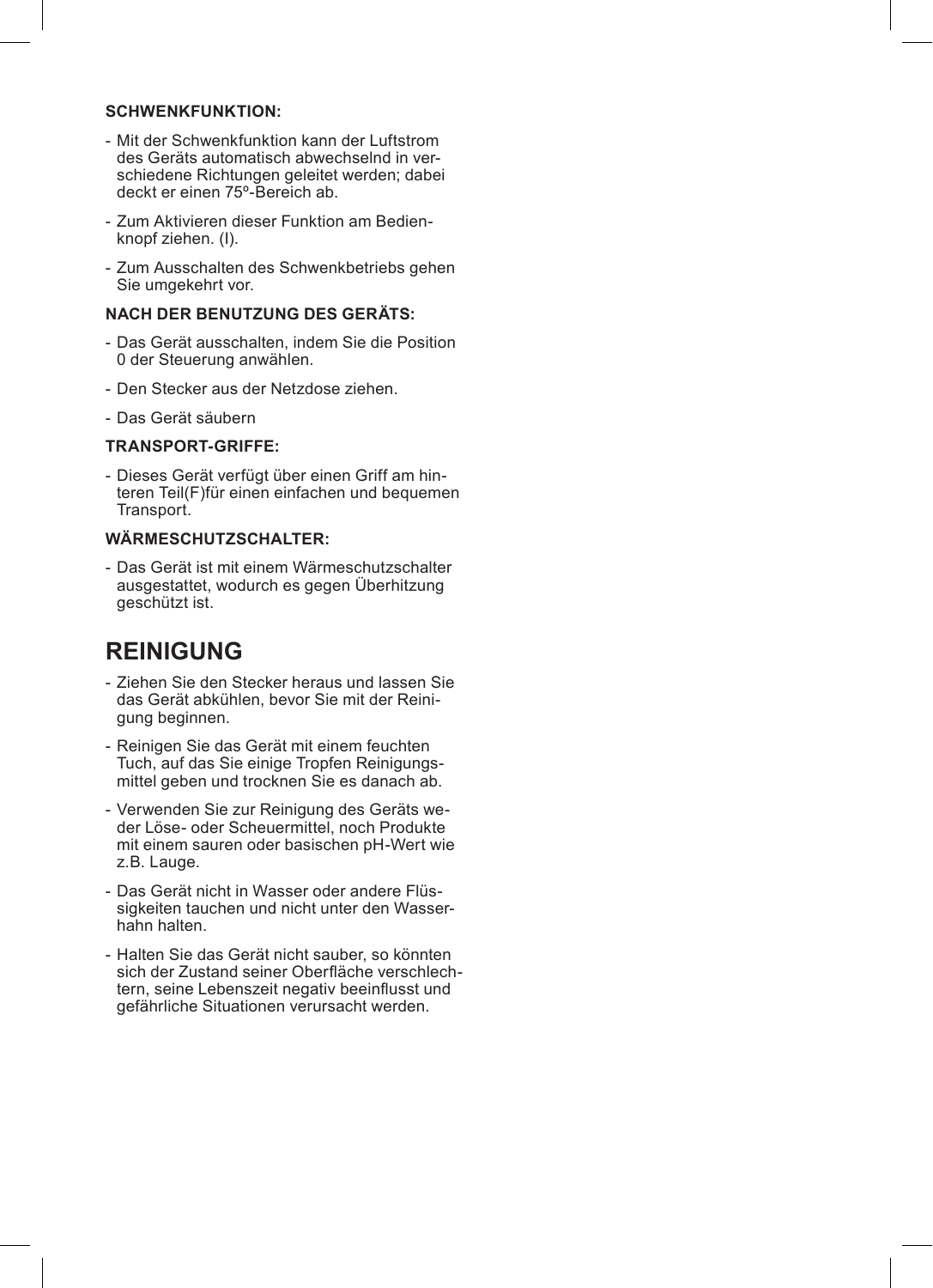**SCHWENKFUNKTION:**

- Mit der Schwenkfunktion kann der Luftstrom des Geräts automatisch abwechselnd in verschiedene Richtungen geleitet werden; dabei deckt er einen 75º-Bereich ab.
- Zum Aktivieren dieser Funktion am Bedienknopf ziehen. (I).
- Zum Ausschalten des Schwenkbetriebs gehen Sie umgekehrt vor.

**NACH DER BENUTZUNG DES GERÄTS:**

- Das Gerät ausschalten, indem Sie die Position 0 der Steuerung anwählen.
- Den Stecker aus der Netzdose ziehen.
- Das Gerät säubern

**TRANSPORT-GRIFFE:**

- Dieses Gerät verfügt über einen Griff am hinteren Teil(F)für einen einfachen und bequemen Transport.

**WÄRMESCHUTZSCHALTER:**

- Das Gerät ist mit einem Wärmeschutzschalter ausgestattet, wodurch es gegen Überhitzung geschützt ist.

## REINIGUNG

- Ziehen Sie den Stecker heraus und lassen Sie das Gerät abkühlen, bevor Sie mit der Reinigung beginnen.
- Reinigen Sie das Gerät mit einem feuchten Tuch, auf das Sie einige Tropfen Reinigungsmittel geben und trocknen Sie es danach ab.
- Verwenden Sie zur Reinigung des Geräts weder Löse- oder Scheuermittel, noch Produkte mit einem sauren oder basischen pH-Wert wie z.B. Lauge.
- Das Gerät nicht in Wasser oder andere Flüssigkeiten tauchen und nicht unter den Wasserhahn halten.
- Halten Sie das Gerät nicht sauber, so könnten sich der Zustand seiner Oberfläche verschlechtern, seine Lebenszeit negativ beeinflusst und gefährliche Situationen verursacht werden.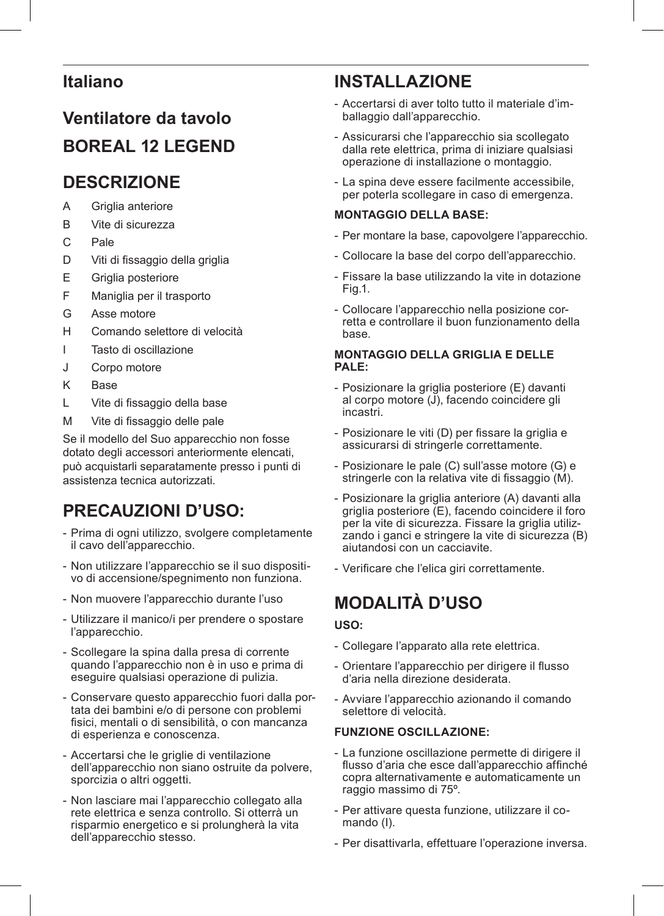## Italiano

# Ventilatore da tavolo

# BOREAL 12 LEGEND

## DESCRIZIONE

A Griglia anteriore

B Vite di sicurezza

C Pale

D Viti di fissaggio della griglia

E Griglia posteriore

F Maniglia per il trasporto

G Asse motore

H Comando selettore di velocità

I Tasto di oscillazione

J Corpo motore

K Base

L Vite di fissaggio della base

M Vite di fissaggio delle pale

Se il modello del Suo apparecchio non fosse dotato degli accessori anteriormente elencati, può acquistarli separatamente presso i punti di assistenza tecnica autorizzati.

## PRECAUZIONI D’USO:

- Prima di ogni utilizzo, svolgere completamente il cavo dell’apparecchio.
- Non utilizzare l’apparecchio se il suo dispositivo di accensione/spegnimento non funziona.
- Non muovere l’apparecchio durante l’uso
- Utilizzare il manico/i per prendere o spostare l’apparecchio.
- Scollegare la spina dalla presa di corrente quando l’apparecchio non è in uso e prima di eseguire qualsiasi operazione di pulizia.
- Conservare questo apparecchio fuori dalla portata dei bambini e/o di persone con problemi fisici, mentali o di sensibilità, o con mancanza di esperienza e conoscenza.
- Accertarsi che le griglie di ventilazione dell’apparecchio non siano ostruite da polvere, sporcizia o altri oggetti.
- Non lasciare mai l’apparecchio collegato alla rete elettrica e senza controllo. Si otterrà un risparmio energetico e si prolungherà la vita dell’apparecchio stesso.

## INSTALLAZIONE

- Accertarsi di aver tolto tutto il materiale d’imballaggio dall’apparecchio.
- Assicurarsi che l’apparecchio sia scollegato dalla rete elettrica, prima di iniziare qualsiasi operazione di installazione o montaggio.
- La spina deve essere facilmente accessibile, per poterla scollegare in caso di emergenza.

### MONTAGGIO DELLA BASE:

- Per montare la base, capovolgere l’apparecchio.
- Collocare la base del corpo dell’apparecchio.
- Fissare la base utilizzando la vite in dotazione Fig.1.
- Collocare l’apparecchio nella posizione corretta e controllare il buon funzionamento della base.

### MONTAGGIO DELLA GRIGLIA E DELLE PALE:

- Posizionare la griglia posteriore (E) davanti al corpo motore (J), facendo coincidere gli incastri.
- Posizionare le viti (D) per fissare la griglia e assicurarsi di stringerle correttamente.
- Posizionare le pale (C) sull’asse motore (G) e stringerle con la relativa vite di fissaggio (M).
- Posizionare la griglia anteriore (A) davanti alla griglia posteriore (E), facendo coincidere il foro per la vite di sicurezza. Fissare la griglia utilizzando i ganci e stringere la vite di sicurezza (B) aiutandosi con un cacciavite.
- Verificare che l’elica giri correttamente.

## MODALITÀ D’USO

### USO:

- Collegare l’apparato alla rete elettrica.
- Orientare l’apparecchio per dirigere il flusso d’aria nella direzione desiderata.
- Avviare l’apparecchio azionando il comando selettore di velocità.

### FUNZIONE OSCILLAZIONE:

- La funzione oscillazione permette di dirigere il flusso d’aria che esce dall’apparecchio affinché copra alternativamente e automaticamente un raggio massimo di 75º.
- Per attivare questa funzione, utilizzare il comando (I).
- Per disattivarla, effettuare l’operazione inversa.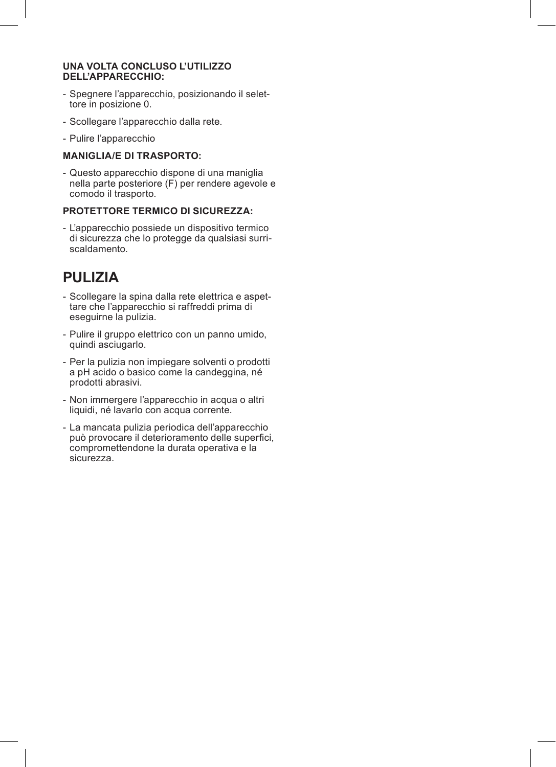### UNA VOLTA CONCLUSO L'UTILIZZO DELL'APPARECCHIO:

- Spegnere l'apparecchio, posizionando il selettore in posizione 0.
- Scollegare l'apparecchio dalla rete.
- Pulire l'apparecchio

### MANIGLIA/E DI TRASPORTO:

- Questo apparecchio dispone di una maniglia nella parte posteriore (F) per rendere agevole e comodo il trasporto.

### PROTETTORE TERMICO DI SICUREZZA:

- L'apparecchio possiede un dispositivo termico di sicurezza che lo protegge da qualsiasi surriscaldamento.

## PULIZIA

- Scollegare la spina dalla rete elettrica e aspettare che l'apparecchio si raffreddi prima di eseguirne la pulizia.
- Pulire il gruppo elettrico con un panno umido, quindi asciugarlo.
- Per la pulizia non impiegare solventi o prodotti a pH acido o basico come la candeggina, né prodotti abrasivi.
- Non immergere l'apparecchio in acqua o altri liquidi, né lavarlo con acqua corrente.
- La mancata pulizia periodica dell'apparecchio può provocare il deterioramento delle superfici, compromettendone la durata operativa e la sicurezza.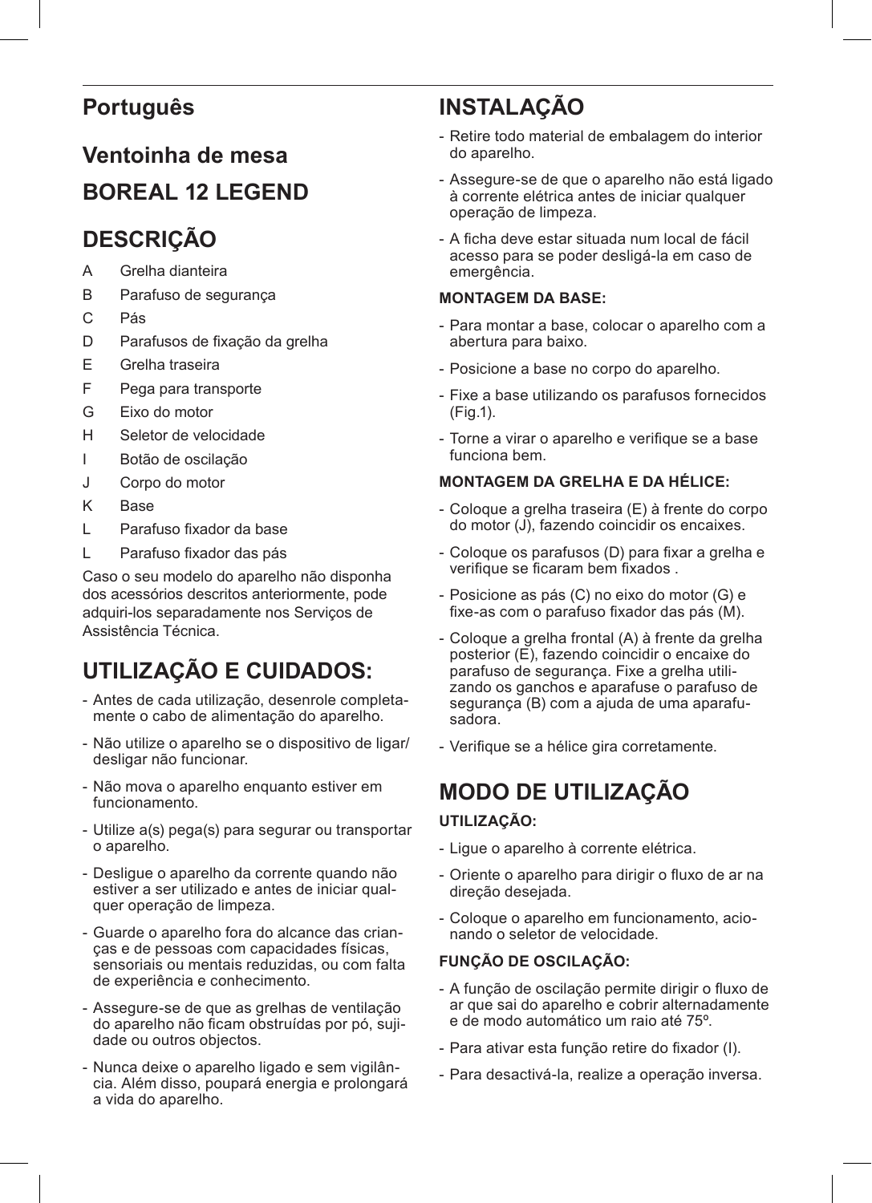## Português

## Ventoinha de mesa

## BOREAL 12 LEGEND

## DESCRIÇÃO

- A Grelha dianteira
- B Parafuso de segurança
- C Pás
- D Parafusos de fixação da grelha
- E Grelha traseira
- F Pega para transporte
- G Eixo do motor
- H Seletor de velocidade
- I Botão de oscilação
- J Corpo do motor
- K Base
- L Parafuso fixador da base
- L Parafuso fixador das pás

Caso o seu modelo do aparelho não disponha dos acessórios descritos anteriormente, pode adquiri-los separadamente nos Serviços de Assistência Técnica.

## UTILIZAÇÃO E CUIDADOS:

- Antes de cada utilização, desenrole completamente o cabo de alimentação do aparelho.
- Não utilize o aparelho se o dispositivo de ligar/desligar não funcionar.
- Não mova o aparelho enquanto estiver em funcionamento.
- Utilize a(s) pega(s) para segurar ou transportar o aparelho.
- Desligue o aparelho da corrente quando não estiver a ser utilizado e antes de iniciar qualquer operação de limpeza.
- Guarde o aparelho fora do alcance das crianças e de pessoas com capacidades físicas, sensoriais ou mentais reduzidas, ou com falta de experiência e conhecimento.
- Assegure-se de que as grelhas de ventilação do aparelho não ficam obstruídas por pó, sujidade ou outros objectos.
- Nunca deixe o aparelho ligado e sem vigilância. Além disso, poupará energia e prolongará a vida do aparelho.

## INSTALAÇÃO

- Retire todo material de embalagem do interior do aparelho.
- Assegure-se de que o aparelho não está ligado à corrente elétrica antes de iniciar qualquer operação de limpeza.
- A ficha deve estar situada num local de fácil acesso para se poder desligá-la em caso de emergência.

#### MONTAGEM DA BASE:

- Para montar a base, colocar o aparelho com a abertura para baixo.
- Posicione a base no corpo do aparelho.
- Fixe a base utilizando os parafusos fornecidos (Fig.1).
- Torne a virar o aparelho e verifique se a base funciona bem.

#### MONTAGEM DA GRELHA E DA HÉLICE:

- Coloque a grelha traseira (E) à frente do corpo do motor (J), fazendo coincidir os encaixes.
- Coloque os parafusos (D) para fixar a grelha e verifique se ficaram bem fixados .
- Posicione as pás (C) no eixo do motor (G) e fixe-as com o parafuso fixador das pás (M).
- Coloque a grelha frontal (A) à frente da grelha posterior (E), fazendo coincidir o encaixe do parafuso de segurança. Fixe a grelha utilizando os ganchos e aparafuse o parafuso de segurança (B) com a ajuda de uma aparafusadora.
- Verifique se a hélice gira corretamente.

## MODO DE UTILIZAÇÃO

#### UTILIZAÇÃO:

- Ligue o aparelho à corrente elétrica.
- Oriente o aparelho para dirigir o fluxo de ar na direção desejada.
- Coloque o aparelho em funcionamento, acionando o seletor de velocidade.

#### FUNÇÃO DE OSCILAÇÃO:

- A função de oscilação permite dirigir o fluxo de ar que sai do aparelho e cobrir alternadamente e de modo automático um raio até 75º.
- Para ativar esta função retire do fixador (I).
- Para desactivá-la, realize a operação inversa.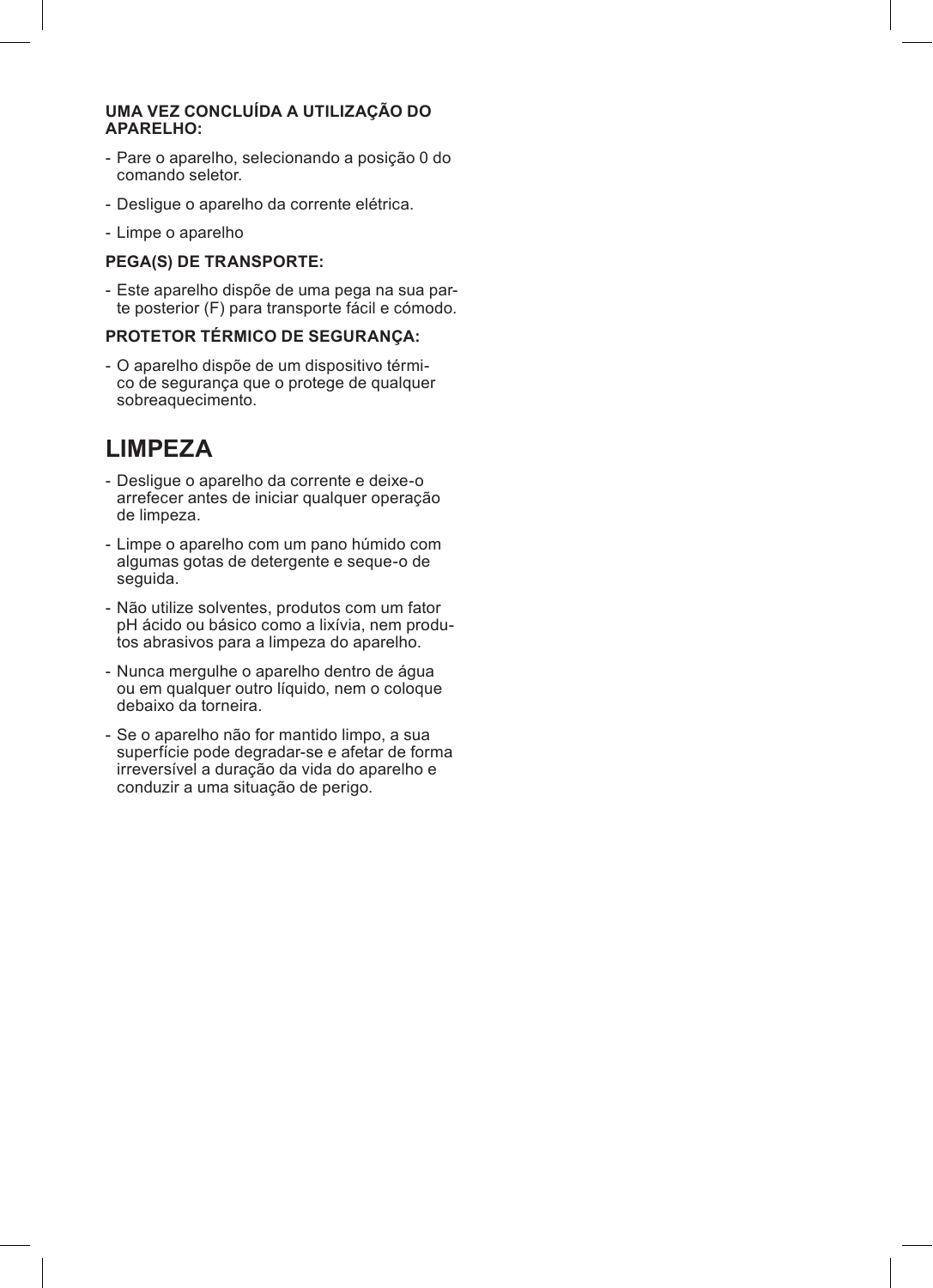**UMA VEZ CONCLUÍDA A UTILIZAÇÃO DO APARELHO:**

- Pare o aparelho, selecionando a posição 0 do comando seletor.
- Desligue o aparelho da corrente elétrica.
- Limpe o aparelho

**PEGA(S) DE TRANSPORTE:**

- Este aparelho dispõe de uma pega na sua parte posterior (F) para transporte fácil e cómodo.

**PROTETOR TÉRMICO DE SEGURANÇA:**

- O aparelho dispõe de um dispositivo térmico de segurança que o protege de qualquer sobreaquecimento.

## LIMPEZA

- Desligue o aparelho da corrente e deixe-o arrefecer antes de iniciar qualquer operação de limpeza.
- Limpe o aparelho com um pano húmido com algumas gotas de detergente e seque-o de seguida.
- Não utilize solventes, produtos com um fator pH ácido ou básico como a lixívia, nem produtos abrasivos para a limpeza do aparelho.
- Nunca mergulhe o aparelho dentro de água ou em qualquer outro líquido, nem o coloque debaixo da torneira.
- Se o aparelho não for mantido limpo, a sua superfície pode degradar-se e afetar de forma irreversível a duração da vida do aparelho e conduzir a uma situação de perigo.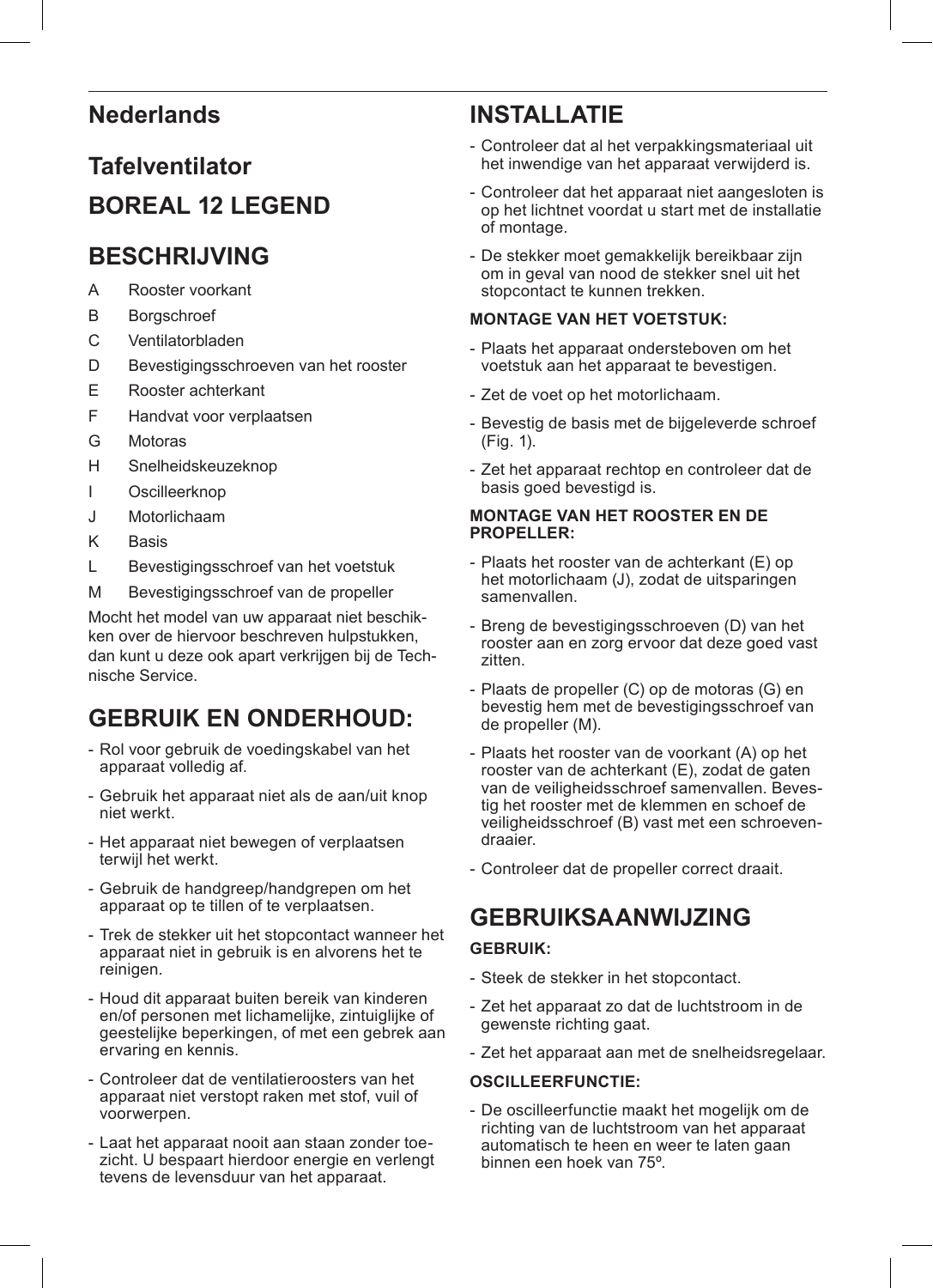## Nederlands

## Tafelventilator

## BOREAL 12 LEGEND

## BESCHRIJVING

- A Rooster voorkant
- B Borgschroef
- C Ventilatorbladen
- D Bevestigingsschroeven van het rooster
- E Rooster achterkant
- F Handvat voor verplaatsen
- G Motoras
- H Snelheidskeuzeknop
- I Oscilleerknop
- J Motorlichaam
- K Basis
- L Bevestigingsschroef van het voetstuk
- M Bevestigingsschroef van de propeller

Mocht het model van uw apparaat niet beschikken over de hiervoor beschreven hulpstukken, dan kunt u deze ook apart verkrijgen bij de Technische Service.

## GEBRUIK EN ONDERHOUD:

- Rol voor gebruik de voedingskabel van het apparaat volledig af.
- Gebruik het apparaat niet als de aan/uit knop niet werkt.
- Het apparaat niet bewegen of verplaatsen terwijl het werkt.
- Gebruik de handgreep/handgrepen om het apparaat op te tillen of te verplaatsen.
- Trek de stekker uit het stopcontact wanneer het apparaat niet in gebruik is en alvorens het te reinigen.
- Houd dit apparaat buiten bereik van kinderen en/of personen met lichamelijke, zintuiglijke of geestelijke beperkingen, of met een gebrek aan ervaring en kennis.
- Controleer dat de ventilatieroosters van het apparaat niet verstopt raken met stof, vuil of voorwerpen.
- Laat het apparaat nooit aan staan zonder toezicht. U bespaart hierdoor energie en verlengt tevens de levensduur van het apparaat.

## INSTALLATIE

- Controleer dat al het verpakkingsmateriaal uit het inwendige van het apparaat verwijderd is.
- Controleer dat het apparaat niet aangesloten is op het lichtnet voordat u start met de installatie of montage.
- De stekker moet gemakkelijk bereikbaar zijn om in geval van nood de stekker snel uit het stopcontact te kunnen trekken.

### MONTAGE VAN HET VOETSTUK:

- Plaats het apparaat ondersteboven om het voetstuk aan het apparaat te bevestigen.
- Zet de voet op het motorlichaam.
- Bevestig de basis met de bijgeleverde schroef (Fig. 1).
- Zet het apparaat rechtop en controleer dat de basis goed bevestigd is.

### MONTAGE VAN HET ROOSTER EN DE PROPELLER:

- Plaats het rooster van de achterkant (E) op het motorlichaam (J), zodat de uitsparingen samenvallen.
- Breng de bevestigingsschroeven (D) van het rooster aan en zorg ervoor dat deze goed vast zitten.
- Plaats de propeller (C) op de motoras (G) en bevestig hem met de bevestigingsschroef van de propeller (M).
- Plaats het rooster van de voorkant (A) op het rooster van de achterkant (E), zodat de gaten van de veiligheidsschroef samenvallen. Bevestig het rooster met de klemmen en schoef de veiligheidsschroef (B) vast met een schroevendraaier.
- Controleer dat de propeller correct draait.

## GEBRUIKSAANWIJZING

### GEBRUIK:

- Steek de stekker in het stopcontact.
- Zet het apparaat zo dat de luchtstroom in de gewenste richting gaat.
- Zet het apparaat aan met de snelheidsregelaar.

### OSCILLEERFUNCTIE:

- De oscilleerfunctie maakt het mogelijk om de richting van de luchtstroom van het apparaat automatisch te heen en weer te laten gaan binnen een hoek van 75º.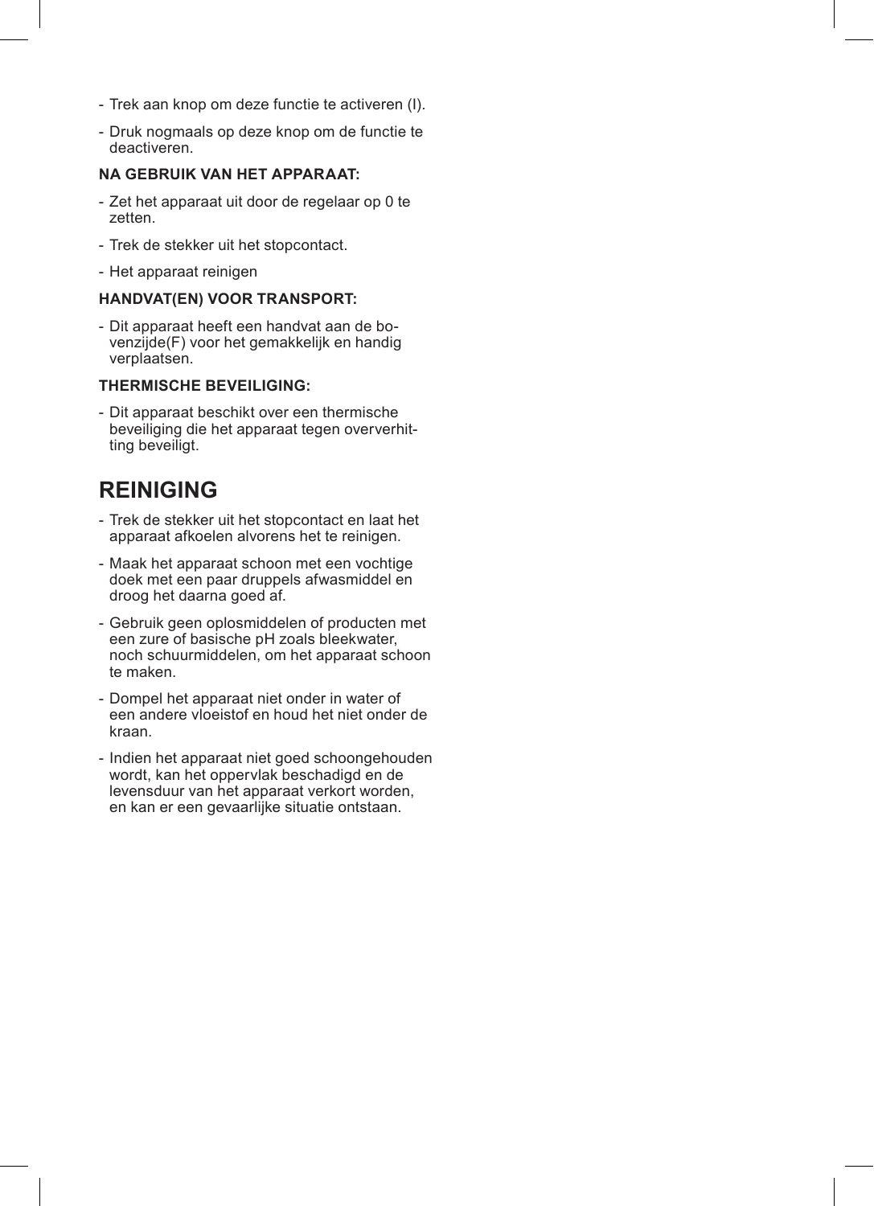- Trek aan knop om deze functie te activeren (I).
- Druk nogmaals op deze knop om de functie te deactiveren.

**NA GEBRUIK VAN HET APPARAAT:**

- Zet het apparaat uit door de regelaar op 0 te zetten.
- Trek de stekker uit het stopcontact.
- Het apparaat reinigen

**HANDVAT(EN) VOOR TRANSPORT:**

- Dit apparaat heeft een handvat aan de bovenzijde(F) voor het gemakkelijk en handig verplaatsen.

**THERMISCHE BEVEILIGING:**

- Dit apparaat beschikt over een thermische beveiliging die het apparaat tegen oververhitting beveiligt.

## REINIGING

- Trek de stekker uit het stopcontact en laat het apparaat afkoelen alvorens het te reinigen.
- Maak het apparaat schoon met een vochtige doek met een paar druppels afwasmiddel en droog het daarna goed af.
- Gebruik geen oplosmiddelen of producten met een zure of basische pH zoals bleekwater, noch schuurmiddelen, om het apparaat schoon te maken.
- Dompel het apparaat niet onder in water of een andere vloeistof en houd het niet onder de kraan.
- Indien het apparaat niet goed schoongehouden wordt, kan het oppervlak beschadigd en de levensduur van het apparaat verkort worden, en kan er een gevaarlijke situatie ontstaan.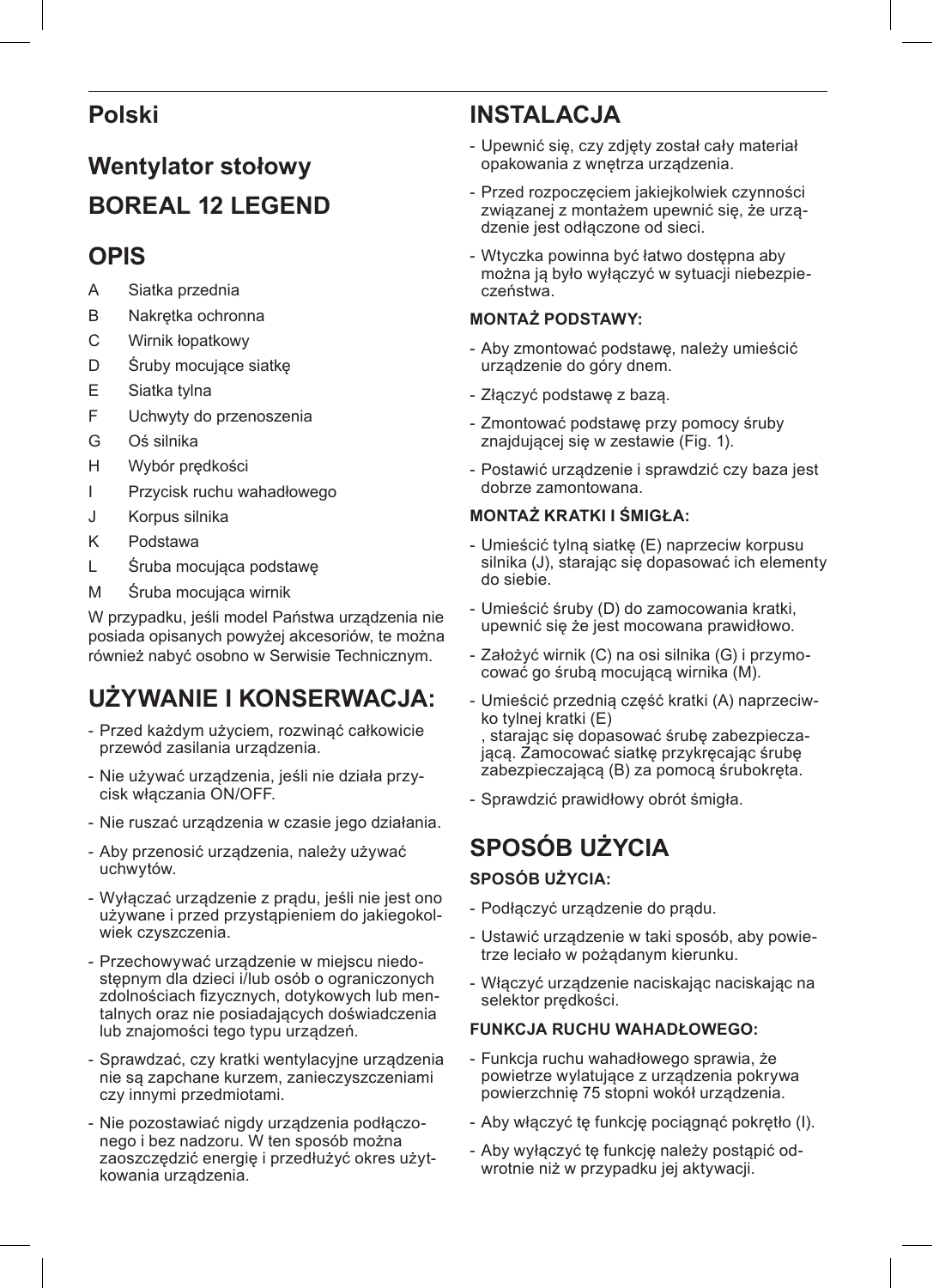## Polski

## Wentylator stołowy

## BOREAL 12 LEGEND

## OPIS

- A Siatka przednia
- B Nakrętka ochronna
- C Wirnik łopatkowy
- D Śruby mocujące siatkę
- E Siatka tylna
- F Uchwyty do przenoszenia
- G Oś silnika
- H Wybór prędkości
- I Przycisk ruchu wahadłowego
- J Korpus silnika
- K Podstawa
- L Śruba mocująca podstawę
- M Śruba mocująca wirnik

W przypadku, jeśli model Państwa urządzenia nie posiada opisanych powyżej akcesoriów, te można również nabyć osobno w Serwisie Technicznym.

## UŻYWANIE I KONSERWACJA:

- Przed każdym użyciem, rozwinąć całkowicie przewód zasilania urządzenia.
- Nie używać urządzenia, jeśli nie działa przycisk włączania ON/OFF.
- Nie ruszać urządzenia w czasie jego działania.
- Aby przenosić urządzenia, należy używać uchwytów.
- Wyłączać urządzenie z prądu, jeśli nie jest ono używane i przed przystąpieniem do jakiegokolwiek czyszczenia.
- Przechowywać urządzenie w miejscu niedostępnym dla dzieci i/lub osób o ograniczonych zdolnościach fizycznych, dotykowych lub mentalnych oraz nie posiadających doświadczenia lub znajomości tego typu urządzeń.
- Sprawdzać, czy kratki wentylacyjne urządzenia nie są zapchane kurzem, zanieczyszczeniami czy innymi przedmiotami.
- Nie pozostawiać nigdy urządzenia podłączonego i bez nadzoru. W ten sposób można zaoszczędzić energię i przedłużyć okres użytkowania urządzenia.

## INSTALACJA

- Upewnić się, czy zdjęty został cały materiał opakowania z wnętrza urządzenia.
- Przed rozpoczęciem jakiejkolwiek czynności związanej z montażem upewnić się, że urządzenie jest odłączone od sieci.
- Wtyczka powinna być łatwo dostępna aby można ją było wyłączyć w sytuacji niebezpieczeństwa.

### MONTAŻ PODSTAWY:

- Aby zmontować podstawę, należy umieścić urządzenie do góry dnem.
- Złączyć podstawę z bazą.
- Zmontować podstawę przy pomocy śruby znajdującej się w zestawie (Fig. 1).
- Postawić urządzenie i sprawdzić czy baza jest dobrze zamontowana.

### MONTAŻ KRATKI I ŚMIGŁA:

- Umieścić tylną siatkę (E) naprzeciw korpusu silnika (J), starając się dopasować ich elementy do siebie.
- Umieścić śruby (D) do zamocowania kratki, upewnić się że jest mocowana prawidłowo.
- Założyć wirnik (C) na osi silnika (G) i przymocować go śrubą mocującą wirnika (M).
- Umieścić przednią część kratki (A) naprzeciwko tylnej kratki (E)
  , starając się dopasować śrubę zabezpieczającą. Zamocować siatkę przykręcając śrubę zabezpieczającą (B) za pomocą śrubokręta.
- Sprawdzić prawidłowy obrót śmigła.

## SPOSÓB UŻYCIA

### SPOSÓB UŻYCIA:

- Podłączyć urządzenie do prądu.
- Ustawić urządzenie w taki sposób, aby powietrze leciało w pożądanym kierunku.
- Włączyć urządzenie naciskając naciskając na selektor prędkości.

### FUNKCJA RUCHU WAHADŁOWEGO:

- Funkcja ruchu wahadłowego sprawia, że powietrze wylatujące z urządzenia pokrywa powierzchnię 75 stopni wokół urządzenia.
- Aby włączyć tę funkcję pociągnąć pokrętło (I).
- Aby wyłączyć tę funkcję należy postąpić odwrotnie niż w przypadku jej aktywacji.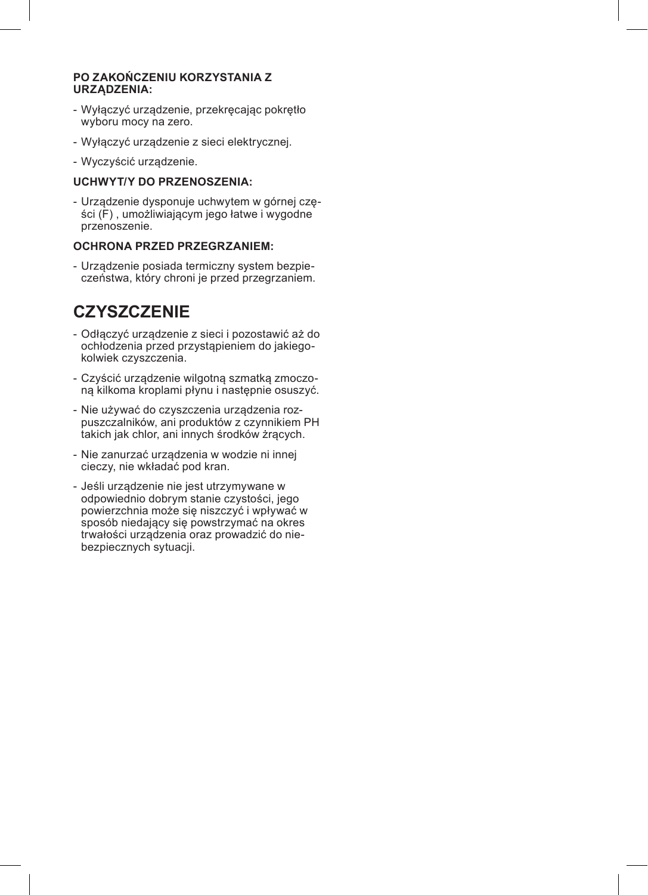**PO ZAKOŃCZENIU KORZYSTANIA Z URZĄDZENIA:**

- Wyłączyć urządzenie, przekręcając pokrętło wyboru mocy na zero.
- Wyłączyć urządzenie z sieci elektrycznej.
- Wyczyścić urządzenie.

**UCHWYT/Y DO PRZENOSZENIA:**

- Urządzenie dysponuje uchwytem w górnej części (F) , umożliwiającym jego łatwe i wygodne przenoszenie.

**OCHRONA PRZED PRZEGRZANIEM:**

- Urządzenie posiada termiczny system bezpieczeństwa, który chroni je przed przegrzaniem.

# CZYSZCZENIE

- Odłączyć urządzenie z sieci i pozostawić aż do ochłodzenia przed przystąpieniem do jakiegokolwiek czyszczenia.
- Czyścić urządzenie wilgotną szmatką zmoczoną kilkoma kroplami płynu i następnie osuszyć.
- Nie używać do czyszczenia urządzenia rozpuszczalników, ani produktów z czynnikiem PH takich jak chlor, ani innych środków żrących.
- Nie zanurzać urządzenia w wodzie ni innej cieczy, nie wkładać pod kran.
- Jeśli urządzenie nie jest utrzymywane w odpowiednio dobrym stanie czystości, jego powierzchnia może się niszczyć i wpływać w sposób niedający się powstrzymać na okres trwałości urządzenia oraz prowadzić do niebezpiecznych sytuacji.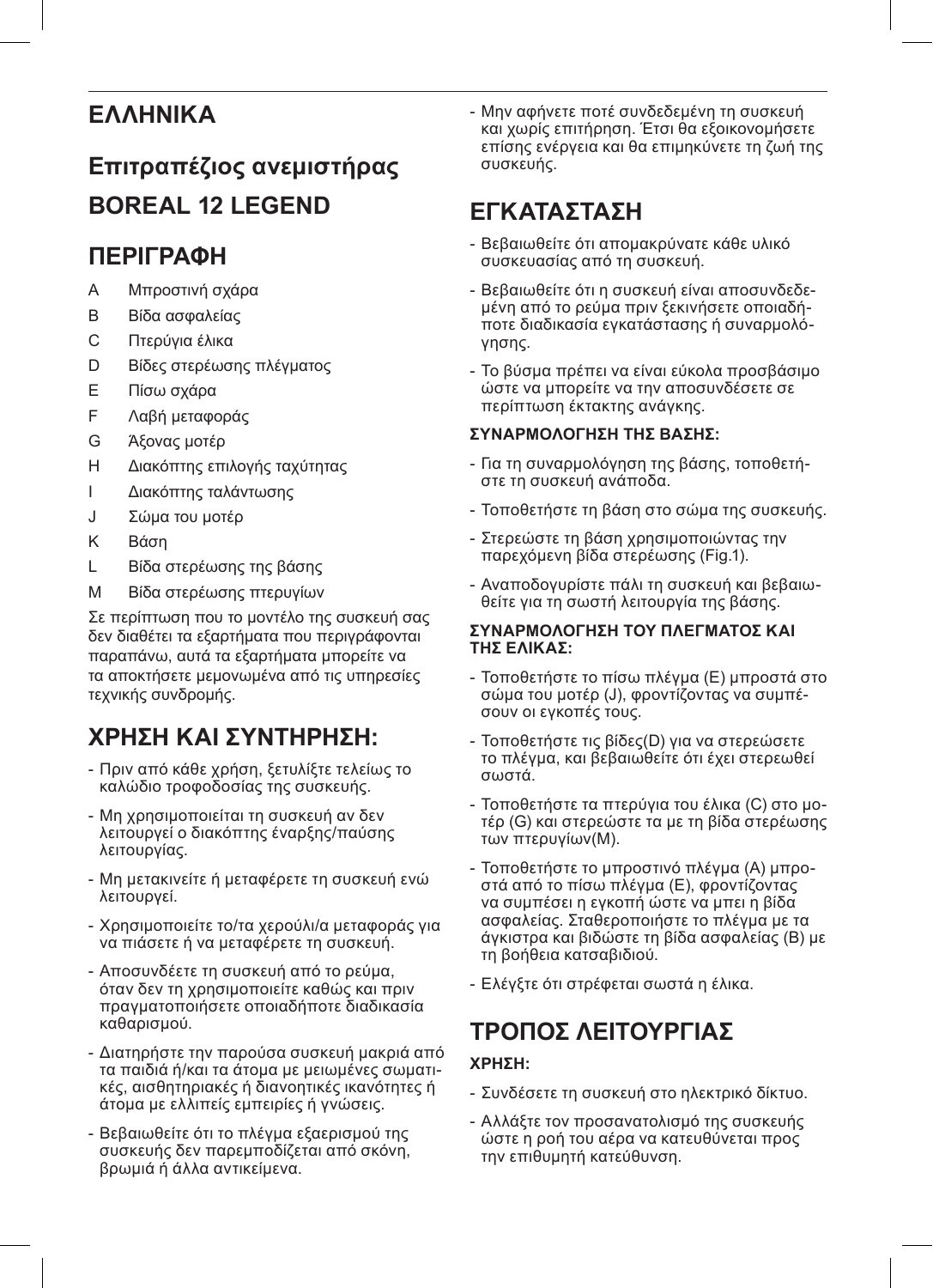# ΕΛΛΗΝΙΚΑ

## Επιτραπέζιος ανεμιστήρας

## BOREAL 12 LEGEND

## ΠΕΡΙΓΡΑΦΗ

| | |
|---|---|
| A | Μπροστινή σχάρα |
| B | Βίδα ασφαλείας |
| C | Πτερύγια έλικα |
| D | Βίδες στερέωσης πλέγματος |
| E | Πίσω σχάρα |
| F | Λαβή μεταφοράς |
| G | Άξονας μοτέρ |
| H | Διακόπτης επιλογής ταχύτητας |
| I | Διακόπτης ταλάντωσης |
| J | Σώμα του μοτέρ |
| K | Βάση |
| L | Βίδα στερέωσης της βάσης |
| M | Βίδα στερέωσης πτερυγίων |

Σε περίπτωση που το μοντέλο της συσκευή σας δεν διαθέτει τα εξαρτήματα που περιγράφονται παραπάνω, αυτά τα εξαρτήματα μπορείτε να τα αποκτήσετε μεμονωμένα από τις υπηρεσίες τεχνικής συνδρομής.

## ΧΡΗΣΗ ΚΑΙ ΣΥΝΤΗΡΗΣΗ:

- Πριν από κάθε χρήση, ξετυλίξτε τελείως το καλώδιο τροφοδοσίας της συσκευής.
- Μη χρησιμοποιείται τη συσκευή αν δεν λειτουργεί ο διακόπτης έναρξης/παύσης λειτουργίας.
- Μη μετακινείτε ή μεταφέρετε τη συσκευή ενώ λειτουργεί.
- Χρησιμοποιείτε το/τα χερούλι/α μεταφοράς για να πιάσετε ή να μεταφέρετε τη συσκευή.
- Αποσυνδέετε τη συσκευή από το ρεύμα, όταν δεν τη χρησιμοποιείτε καθώς και πριν πραγματοποιήσετε οποιαδήποτε διαδικασία καθαρισμού.
- Διατηρήστε την παρούσα συσκευή μακριά από τα παιδιά ή/και τα άτομα με μειωμένες σωματικές, αισθητηριακές ή διανοητικές ικανότητες ή άτομα με ελλιπείς εμπειρίες ή γνώσεις.
- Βεβαιωθείτε ότι το πλέγμα εξαερισμού της συσκευής δεν παρεμποδίζεται από σκόνη, βρωμιά ή άλλα αντικείμενα.
- Μην αφήνετε ποτέ συνδεδεμένη τη συσκευή και χωρίς επιτήρηση. Έτσι θα εξοικονομήσετε επίσης ενέργεια και θα επιμηκύνετε τη ζωή της συσκευής.

## ΕΓΚΑΤΑΣΤΑΣΗ

- Βεβαιωθείτε ότι απομακρύνατε κάθε υλικό συσκευασίας από τη συσκευή.
- Βεβαιωθείτε ότι η συσκευή είναι αποσυνδεδεμένη από το ρεύμα πριν ξεκινήσετε οποιαδήποτε διαδικασία εγκατάστασης ή συναρμολόγησης.
- Το βύσμα πρέπει να είναι εύκολα προσβάσιμο ώστε να μπορείτε να την αποσυνδέσετε σε περίπτωση έκτακτης ανάγκης.

### ΣΥΝΑΡΜΟΛΟΓΗΣΗ ΤΗΣ ΒΑΣΗΣ:

- Για τη συναρμολόγηση της βάσης, τοποθετήστε τη συσκευή ανάποδα.
- Τοποθετήστε τη βάση στο σώμα της συσκευής.
- Στερεώστε τη βάση χρησιμοποιώντας την παρεχόμενη βίδα στερέωσης (Fig.1).
- Αναποδογυρίστε πάλι τη συσκευή και βεβαιωθείτε για τη σωστή λειτουργία της βάσης.

### ΣΥΝΑΡΜΟΛΟΓΗΣΗ ΤΟΥ ΠΛΕΓΜΑΤΟΣ ΚΑΙ ΤΗΣ ΕΛΙΚΑΣ:

- Τοποθετήστε το πίσω πλέγμα (E) μπροστά στο σώμα του μοτέρ (J), φροντίζοντας να συμπέσουν οι εγκοπές τους.
- Τοποθετήστε τις βίδες(D) για να στερεώσετε το πλέγμα, και βεβαιωθείτε ότι έχει στερεωθεί σωστά.
- Τοποθετήστε τα πτερύγια του έλικα (C) στο μοτέρ (G) και στερεώστε τα με τη βίδα στερέωσης των πτερυγίων(M).
- Τοποθετήστε το μπροστινό πλέγμα (A) μπροστά από το πίσω πλέγμα (E), φροντίζοντας να συμπέσει η εγκοπή ώστε να μπει η βίδα ασφαλείας. Σταθεροποιήστε το πλέγμα με τα άγκιστρα και βιδώστε τη βίδα ασφαλείας (B) με τη βοήθεια κατσαβιδιού.
- Ελέγξτε ότι στρέφεται σωστά η έλικα.

## ΤΡΟΠΟΣ ΛΕΙΤΟΥΡΓΙΑΣ

### ΧΡΗΣΗ:

- Συνδέσετε τη συσκευή στο ηλεκτρικό δίκτυο.
- Αλλάξτε τον προσανατολισμό της συσκευής ώστε η ροή του αέρα να κατευθύνεται προς την επιθυμητή κατεύθυνση.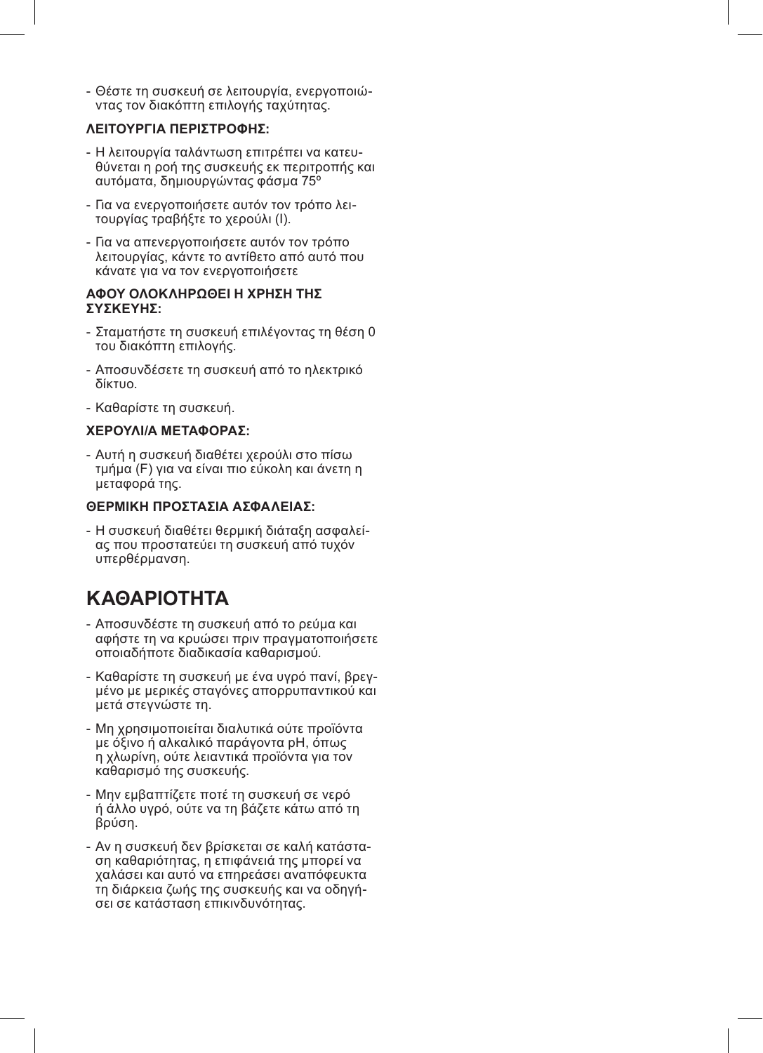- Θέστε τη συσκευή σε λειτουργία, ενεργοποιώντας τον διακόπτη επιλογής ταχύτητας.

**ΛΕΙΤΟΥΡΓΙΑ ΠΕΡΙΣΤΡΟΦΗΣ:**

- Η λειτουργία ταλάντωση επιτρέπει να κατευθύνεται η ροή της συσκευής εκ περιτροπής και αυτόματα, δημιουργώντας φάσμα 75º
- Για να ενεργοποιήσετε αυτόν τον τρόπο λειτουργίας τραβήξτε το χερούλι (I).
- Για να απενεργοποιήσετε αυτόν τον τρόπο λειτουργίας, κάντε το αντίθετο από αυτό που κάνατε για να τον ενεργοποιήσετε

**ΑΦΟΥ ΟΛΟΚΛΗΡΩΘΕΙ Η ΧΡΗΣΗ ΤΗΣ ΣΥΣΚΕΥΗΣ:**

- Σταματήστε τη συσκευή επιλέγοντας τη θέση 0 του διακόπτη επιλογής.
- Αποσυνδέσετε τη συσκευή από το ηλεκτρικό δίκτυο.
- Καθαρίστε τη συσκευή.

**ΧΕΡΟΥΛΙ/Α ΜΕΤΑΦΟΡΑΣ:**

- Αυτή η συσκευή διαθέτει χερούλι στο πίσω τμήμα (F) για να είναι πιο εύκολη και άνετη η μεταφορά της.

**ΘΕΡΜΙΚΗ ΠΡΟΣΤΑΣΙΑ ΑΣΦΑΛΕΙΑΣ:**

- Η συσκευή διαθέτει θερμική διάταξη ασφαλείας που προστατεύει τη συσκευή από τυχόν υπερθέρμανση.

## ΚΑΘΑΡΙΟΤΗΤΑ

- Αποσυνδέστε τη συσκευή από το ρεύμα και αφήστε τη να κρυώσει πριν πραγματοποιήσετε οποιαδήποτε διαδικασία καθαρισμού.
- Καθαρίστε τη συσκευή με ένα υγρό πανί, βρεγμένο με μερικές σταγόνες απορρυπαντικού και μετά στεγνώστε τη.
- Μη χρησιμοποιείται διαλυτικά ούτε προϊόντα με όξινο ή αλκαλικό παράγοντα pH, όπως η χλωρίνη, ούτε λειαντικά προϊόντα για τον καθαρισμό της συσκευής.
- Μην εμβαπτίζετε ποτέ τη συσκευή σε νερό ή άλλο υγρό, ούτε να τη βάζετε κάτω από τη βρύση.
- Αν η συσκευή δεν βρίσκεται σε καλή κατάσταση καθαριότητας, η επιφάνειά της μπορεί να χαλάσει και αυτό να επηρεάσει αναπόφευκτα τη διάρκεια ζωής της συσκευής και να οδηγήσει σε κατάσταση επικινδυνότητας.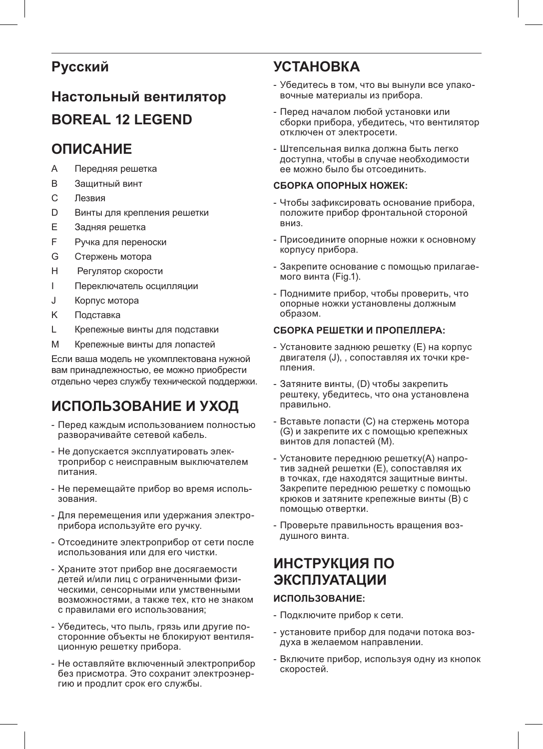## Русский

## Настольный вентилятор BOREAL 12 LEGEND

## ОПИСАНИЕ

A Передняя решетка

B Защитный винт

C Лезвия

D Винты для крепления решетки

E Задняя решетка

F Ручка для переноски

G Стержень мотора

H Регулятор скорости

I Переключатель осцилляции

J Корпус мотора

K Подставка

L Крепежные винты для подставки

M Крепежные винты для лопастей

Если ваша модель не укомплектована нужной вам принадлежностью, ее можно приобрести отдельно через службу технической поддержки.

## ИСПОЛЬЗОВАНИЕ И УХОД

- Перед каждым использованием полностью разворачивайте сетевой кабель.
- Не допускается эксплуатировать электроприбор с неисправным выключателем питания.
- Не перемещайте прибор во время использования.
- Для перемещения или удержания электроприбора используйте его ручку.
- Отсоедините электроприбор от сети после использования или для его чистки.
- Храните этот прибор вне досягаемости детей и/или лиц с ограниченными физическими, сенсорными или умственными возможностями, а также тех, кто не знаком с правилами его использования;
- Убедитесь, что пыль, грязь или другие посторонние объекты не блокируют вентиляционную решетку прибора.
- Не оставляйте включенный электроприбор без присмотра. Это сохранит электроэнергию и продлит срок его службы.

## УСТАНОВКА

- Убедитесь в том, что вы вынули все упаковочные материалы из прибора.
- Перед началом любой установки или сборки прибора, убедитесь, что вентилятор отключен от электросети.
- Штепсельная вилка должна быть легко доступна, чтобы в случае необходимости ее можно было бы отсоединить.

### СБОРКА ОПОРНЫХ НОЖЕК:

- Чтобы зафиксировать основание прибора, положите прибор фронтальной стороной вниз.
- Присоедините опорные ножки к основному корпусу прибора.
- Закрепите основание с помощью прилагаемого винта (Fig.1).
- Поднимите прибор, чтобы проверить, что опорные ножки установлены должным образом.

### СБОРКА РЕШЕТКИ И ПРОПЕЛЛЕРА:

- Установите заднюю решетку (E) на корпус двигателя (J), , сопоставляя их точки крепления.
- Затяните винты, (D) чтобы закрепить рештеку, убедитесь, что она установлена правильно.
- Вставьте лопасти (C) на стержень мотора (G) и закрепите их с помощью крепежных винтов для лопастей (M).
- Установите переднюю решетку(A) напротив задней решетки (E), сопоставляя их в точках, где находятся защитные винты. Закрепите переднюю решетку с помощью крюков и затяните крепежные винты (B) с помощью отвертки.
- Проверьте правильность вращения воздушного винта.

## ИНСТРУКЦИЯ ПО ЭКСПЛУАТАЦИИ

### ИСПОЛЬЗОВАНИЕ:

- Подключите прибор к сети.
- установите прибор для подачи потока воздуха в желаемом направлении.
- Включите прибор, используя одну из кнопок скоростей.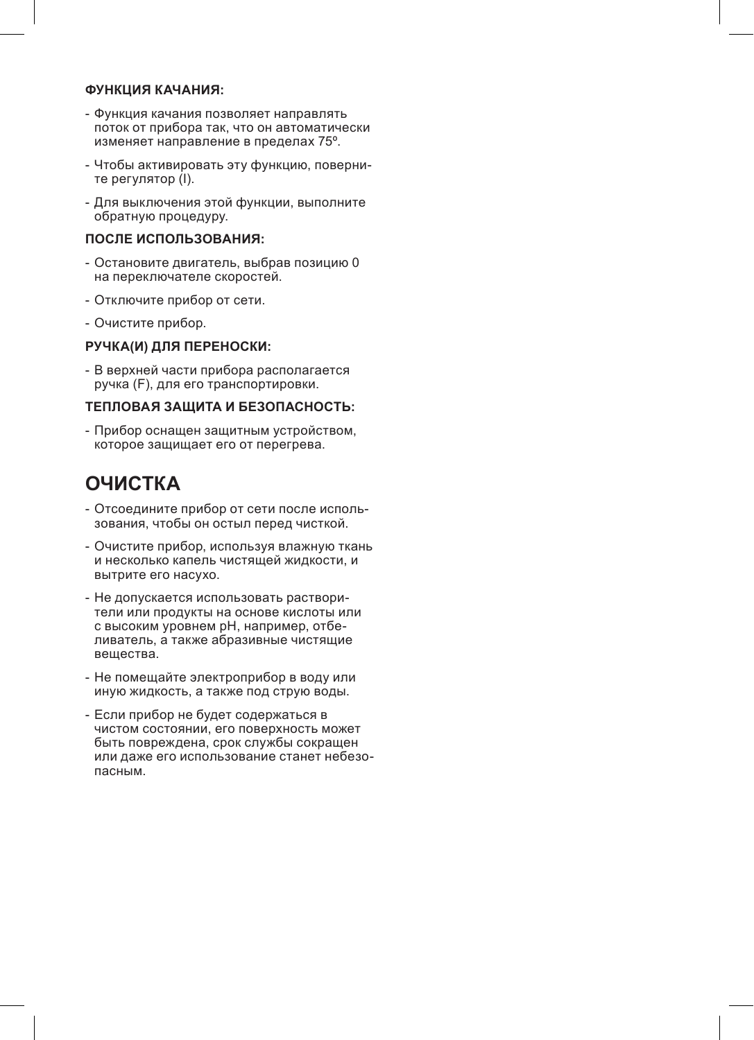**ФУНКЦИЯ КАЧАНИЯ:**

- Функция качания позволяет направлять поток от прибора так, что он автоматически изменяет направление в пределах 75º.
- Чтобы активировать эту функцию, поверните регулятор (I).
- Для выключения этой функции, выполните обратную процедуру.

**ПОСЛЕ ИСПОЛЬЗОВАНИЯ:**

- Остановите двигатель, выбрав позицию 0 на переключателе скоростей.
- Отключите прибор от сети.
- Очистите прибор.

**РУЧКА(И) ДЛЯ ПЕРЕНОСКИ:**

- В верхней части прибора располагается ручка (F), для его транспортировки.

**ТЕПЛОВАЯ ЗАЩИТА И БЕЗОПАСНОСТЬ:**

- Прибор оснащен защитным устройством, которое защищает его от перегрева.

## ОЧИСТКА

- Отсоедините прибор от сети после использования, чтобы он остыл перед чисткой.
- Очистите прибор, используя влажную ткань и несколько капель чистящей жидкости, и вытрите его насухо.
- Не допускается использовать растворители или продукты на основе кислоты или с высоким уровнем pH, например, отбеливатель, а также абразивные чистящие вещества.
- Не помещайте электроприбор в воду или иную жидкость, а также под струю воды.
- Если прибор не будет содержаться в чистом состоянии, его поверхность может быть повреждена, срок службы сокращен или даже его использование станет небезопасным.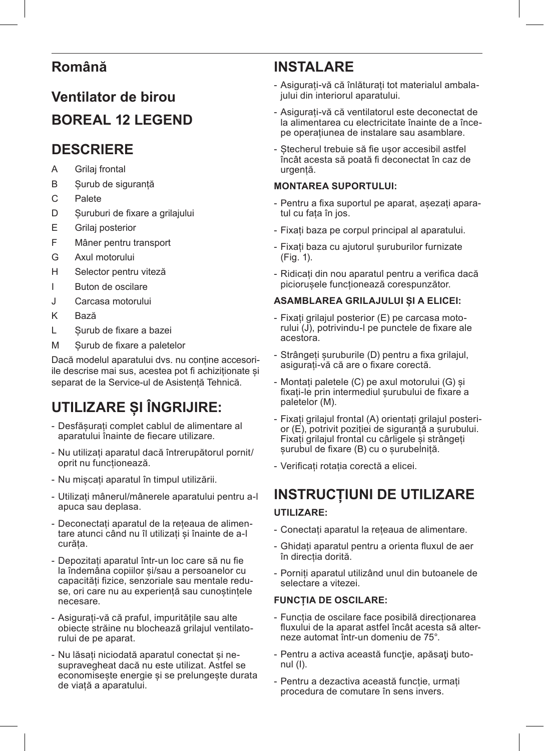## Română

## Ventilator de birou

## BOREAL 12 LEGEND

## DESCRIERE

- A Grilaj frontal
- B Șurub de siguranță
- C Palete
- D Șuruburi de fixare a grilajului
- E Grilaj posterior
- F Mâner pentru transport
- G Axul motorului
- H Selector pentru viteză
- I Buton de oscilare
- J Carcasa motorului
- K Bază
- L Șurub de fixare a bazei
- M Șurub de fixare a paletelor

Dacă modelul aparatului dvs. nu conține accesoriile descrise mai sus, acestea pot fi achiziționate și separat de la Service-ul de Asistență Tehnică.

## UTILIZARE ȘI ÎNGRIJIRE:

- Desfășurați complet cablul de alimentare al aparatului înainte de fiecare utilizare.
- Nu utilizați aparatul dacă întrerupătorul pornit/oprit nu funcționează.
- Nu mișcați aparatul în timpul utilizării.
- Utilizați mânerul/mânerele aparatului pentru a-l apuca sau deplasa.
- Deconectați aparatul de la rețeaua de alimentare atunci când nu îl utilizați și înainte de a-l curăța.
- Depozitați aparatul într-un loc care să nu fie la îndemâna copiilor și/sau a persoanelor cu capacități fizice, senzoriale sau mentale reduse, ori care nu au experiență sau cunoștințele necesare.
- Asigurați-vă că praful, impuritățile sau alte obiecte străine nu blochează grilajul ventilatorului de pe aparat.
- Nu lăsați niciodată aparatul conectat și nesupravegheat dacă nu este utilizat. Astfel se economisește energie și se prelungește durata de viață a aparatului.

## INSTALARE

- Asigurați-vă că înlăturați tot materialul ambalajului din interiorul aparatului.
- Asigurați-vă că ventilatorul este deconectat de la alimentarea cu electricitate înainte de a începe operațiunea de instalare sau asamblare.
- Ștecherul trebuie să fie ușor accesibil astfel încât acesta să poată fi deconectat în caz de urgență.

### MONTAREA SUPORTULUI:

- Pentru a fixa suportul pe aparat, așezați aparatul cu fața în jos.
- Fixați baza pe corpul principal al aparatului.
- Fixați baza cu ajutorul șuruburilor furnizate (Fig. 1).
- Ridicați din nou aparatul pentru a verifica dacă piciorușele funcționează corespunzător.

### ASAMBLAREA GRILAJULUI ȘI A ELICEI:

- Fixați grilajul posterior (E) pe carcasa motorului (J), potrivindu-l pe punctele de fixare ale acestora.
- Strângeți șuruburile (D) pentru a fixa grilajul, asigurați-vă că are o fixare corectă.
- Montați paletele (C) pe axul motorului (G) și fixați-le prin intermediul șurubului de fixare a paletelor (M).
- Fixați grilajul frontal (A) orientați grilajul posterior (E), potrivit poziției de siguranță a șurubului. Fixați grilajul frontal cu cârligele și strângeți șurubul de fixare (B) cu o șurubelniță.
- Verificați rotația corectă a elicei.

## INSTRUCȚIUNI DE UTILIZARE

### UTILIZARE:

- Conectați aparatul la rețeaua de alimentare.
- Ghidați aparatul pentru a orienta fluxul de aer în direcția dorită.
- Porniți aparatul utilizând unul din butoanele de selectare a vitezei.

### FUNCȚIA DE OSCILARE:

- Funcția de oscilare face posibilă direcționarea fluxului de la aparat astfel încât acesta să alterneze automat într-un domeniu de 75°.
- Pentru a activa această funcţie, apăsaţi butonul (I).
- Pentru a dezactiva această funcție, urmați procedura de comutare în sens invers.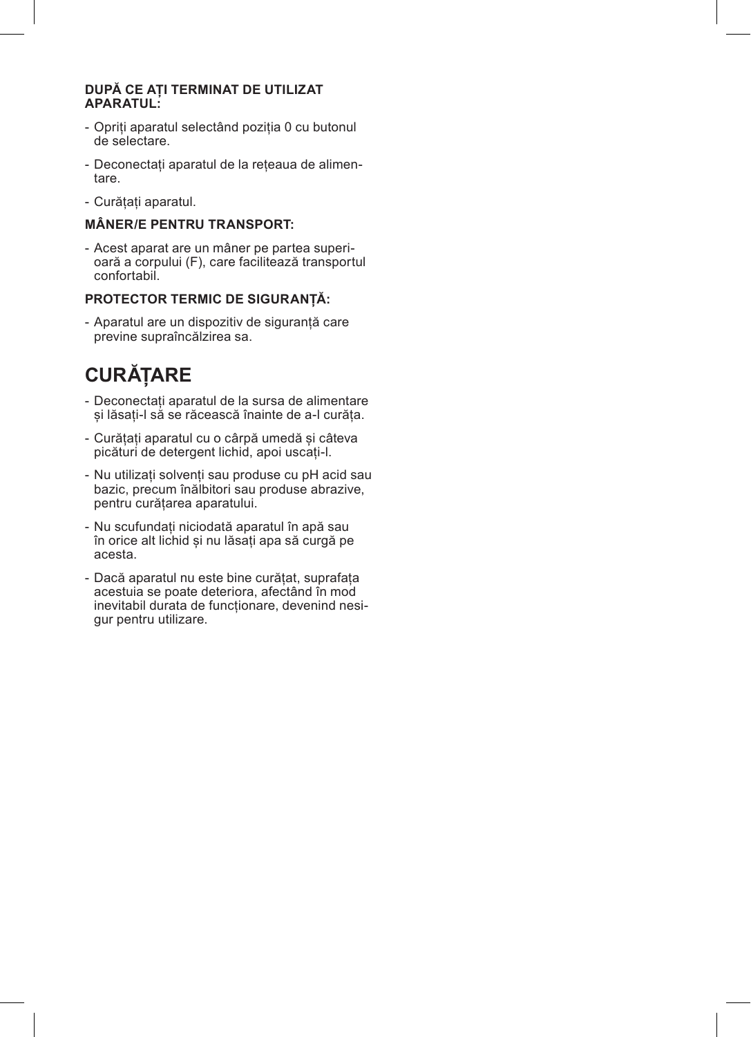**DUPĂ CE AȚI TERMINAT DE UTILIZAT APARATUL:**

- Opriți aparatul selectând poziția 0 cu butonul de selectare.
- Deconectați aparatul de la rețeaua de alimentare.
- Curățați aparatul.

**MÂNER/E PENTRU TRANSPORT:**

- Acest aparat are un mâner pe partea superioară a corpului (F), care facilitează transportul confortabil.

**PROTECTOR TERMIC DE SIGURANȚĂ:**

- Aparatul are un dispozitiv de siguranță care previne supraîncălzirea sa.

# CURĂȚARE

- Deconectați aparatul de la sursa de alimentare și lăsați-l să se răcească înainte de a-l curăța.
- Curățați aparatul cu o cârpă umedă și câteva picături de detergent lichid, apoi uscați-l.
- Nu utilizați solvenți sau produse cu pH acid sau bazic, precum înălbitori sau produse abrazive, pentru curățarea aparatului.
- Nu scufundați niciodată aparatul în apă sau în orice alt lichid și nu lăsați apa să curgă pe acesta.
- Dacă aparatul nu este bine curățat, suprafața acestuia se poate deteriora, afectând în mod inevitabil durata de funcționare, devenind nesigur pentru utilizare.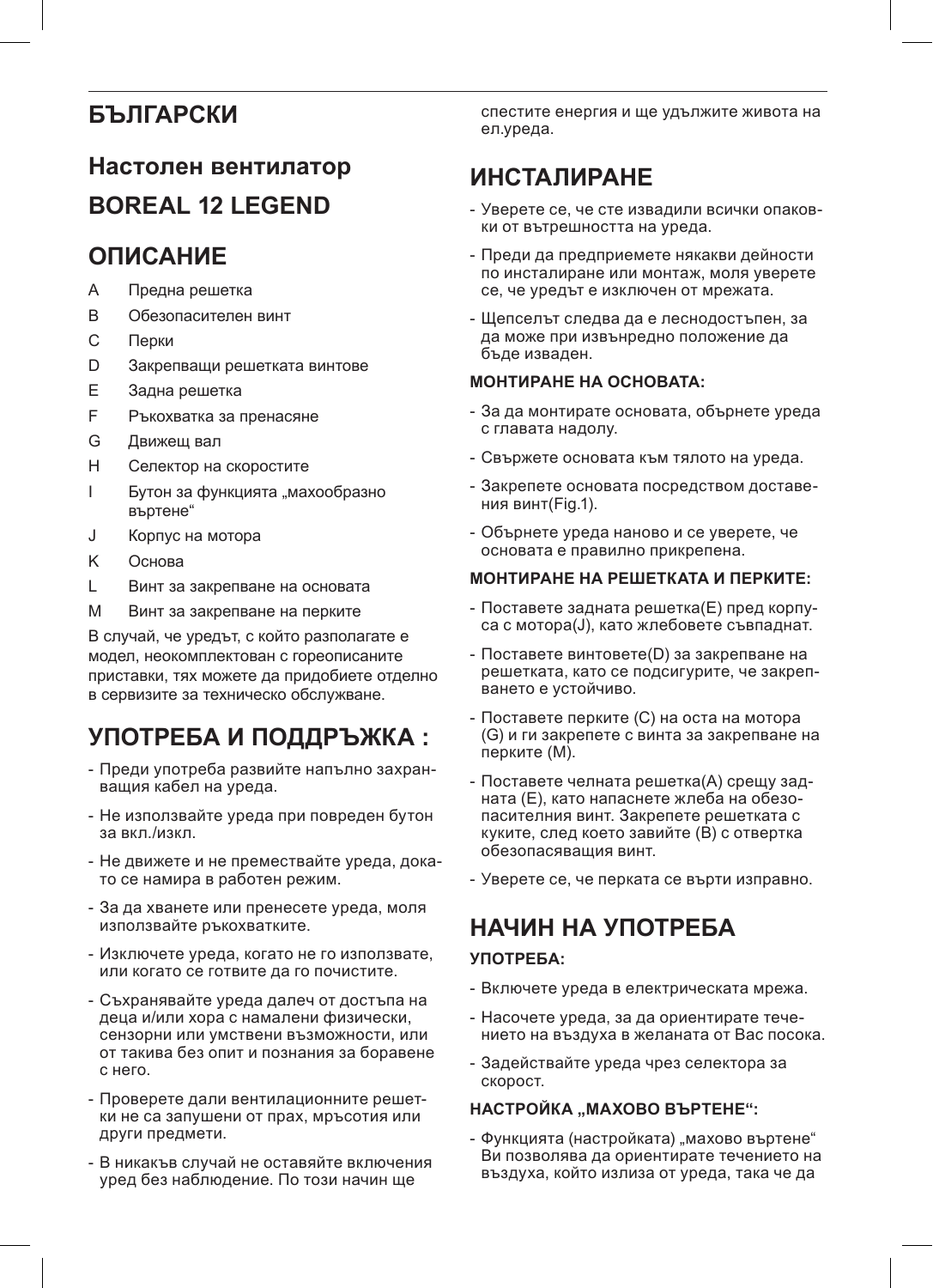# БЪЛГАРСКИ

## Настолен вентилатор

## BOREAL 12 LEGEND

## ОПИСАНИЕ

- A Предна решетка
- B Обезопасителен винт
- C Перки
- D Закрепващи решетката винтове
- E Задна решетка
- F Ръкохватка за пренасяне
- G Движещ вал
- H Селектор на скоростите
- I Бутон за функцията „махообразно въртене"
- J Корпус на мотора
- K Основа
- L Винт за закрепване на основата
- M Винт за закрепване на перките

В случай, че уредът, с който разполагате е модел, неокомплектован с гореописаните приставки, тях можете да придобиете отделно в сервизите за техническо обслужване.

## УПОТРЕБА И ПОДДРЪЖКА :

- Преди употреба развийте напълно захранващия кабел на уреда.
- Не използвайте уреда при повреден бутон за вкл./изкл.
- Не движете и не премествайте уреда, докато се намира в работен режим.
- За да хванете или пренесете уреда, моля използвайте ръкохватките.
- Изключете уреда, когато не го използвате, или когато се готвите да го почистите.
- Съхранявайте уреда далеч от достъпа на деца и/или хора с намалени физически, сензорни или умствени възможности, или от такива без опит и познания за боравене с него.
- Проверете дали вентилационните решетки не са запушени от прах, мръсотия или други предмети.
- В никакъв случай не оставяйте включения уред без наблюдение. По този начин ще спестите енергия и ще удължите живота на ел.уреда.

## ИНСТАЛИРАНЕ

- Уверете се, че сте извадили всички опаковки от вътрешността на уреда.
- Преди да предприемете някакви дейности по инсталиране или монтаж, моля уверете се, че уредът е изключен от мрежата.
- Щепселът следва да е леснодостъпен, за да може при извънредно положение да бъде изваден.

### МОНТИРАНЕ НА ОСНОВАТА:

- За да монтирате основата, обърнете уреда с главата надолу.
- Свържете основата към тялото на уреда.
- Закрепете основата посредством доставения винт(Fig.1).
- Обърнете уреда наново и се уверете, че основата е правилно прикрепена.

### МОНТИРАНЕ НА РЕШЕТКАТА И ПЕРКИТЕ:

- Поставете задната решетка(E) пред корпуса с мотора(J), като жлебовете съвпаднат.
- Поставете винтовете(D) за закрепване на решетката, като се подсигурите, че закрепването е устойчиво.
- Поставете перките (C) на оста на мотора (G) и ги закрепете с винта за закрепване на перките (M).
- Поставете челната решетка(A) срещу задната (E), като напаснете жлеба на обезопасителния винт. Закрепете решетката с куките, след което завийте (B) с отвертка обезопасяващия винт.
- Уверете се, че перката се върти изправно.

## НАЧИН НА УПОТРЕБА

### УПОТРЕБА:

- Включете уреда в електрическата мрежа.
- Насочете уреда, за да ориентирате течението на въздуха в желаната от Вас посока.
- Задействайте уреда чрез селектора за скорост.

### НАСТРОЙКА „МАХОВО ВЪРТЕНЕ":

- Функцията (настройката) „махово въртене" Ви позволява да ориентирате течението на въздуха, който излиза от уреда, така че да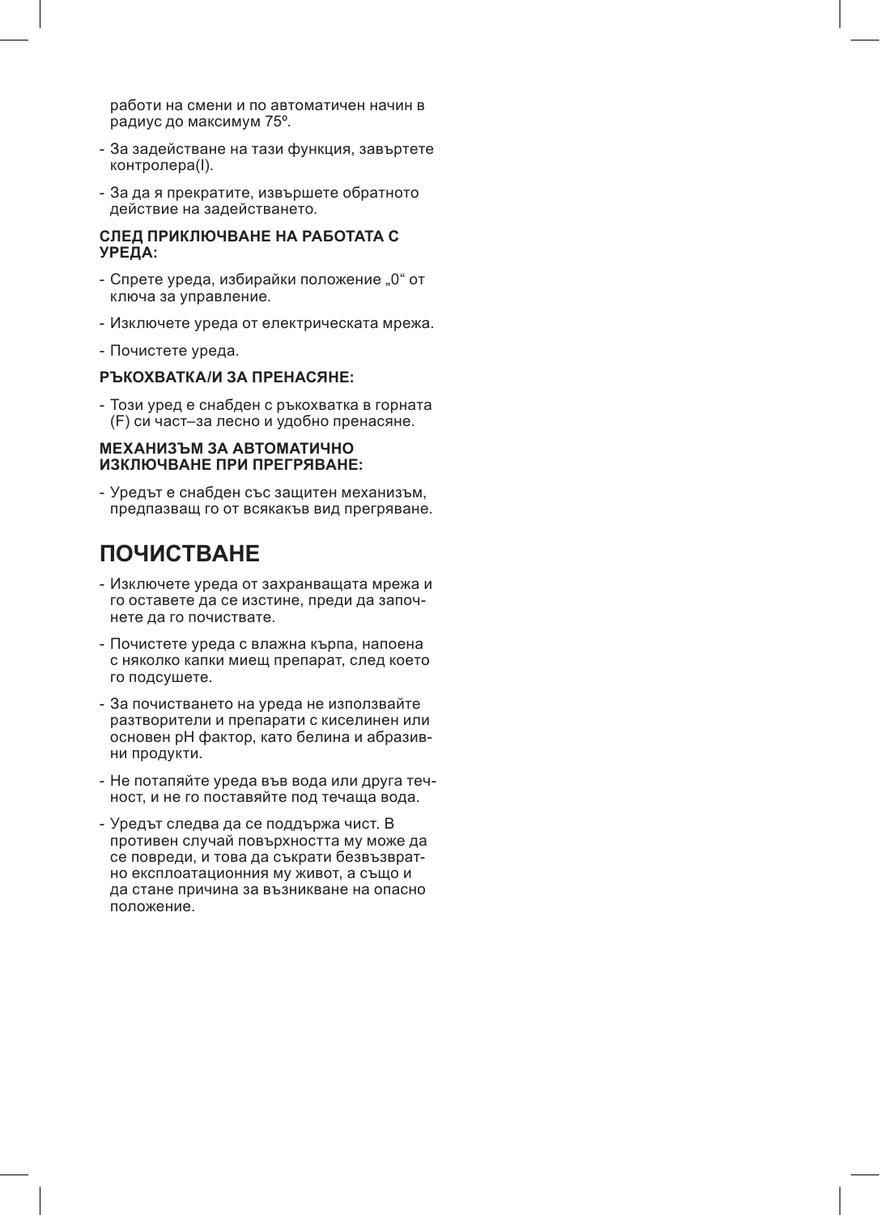работи на смени и по автоматичен начин в радиус до максимум 75º.

- За задействане на тази функция, завъртете контролера(I).
- За да я прекратите, извършете обратното действие на задействането.

**СЛЕД ПРИКЛЮЧВАНЕ НА РАБОТАТА С УРЕДА:**

- Спрете уреда, избирайки положение „0“ от ключа за управление.
- Изключете уреда от електрическата мрежа.
- Почистете уреда.

**РЪКОХВАТКА/И ЗА ПРЕНАСЯНЕ:**

- Този уред е снабден с ръкохватка в горната (F) си част–за лесно и удобно пренасяне.

**МЕХАНИЗЪМ ЗА АВТОМАТИЧНО ИЗКЛЮЧВАНЕ ПРИ ПРЕГРЯВАНЕ:**

- Уредът е снабден със защитен механизъм, предпазващ го от всякакъв вид прегряване.

## ПОЧИСТВАНЕ

- Изключете уреда от захранващата мрежа и го оставете да се изстине, преди да започнете да го почиствате.
- Почистете уреда с влажна кърпа, напоена с няколко капки миещ препарат, след което го подсушете.
- За почистването на уреда не използвайте разтворители и препарати с киселинен или основен pH фактор, като белина и абразивни продукти.
- Не потапяйте уреда във вода или друга течност, и не го поставяйте под течаща вода.
- Уредът следва да се поддържа чист. В противен случай повърхността му може да се повреди, и това да съкрати безвъзвратно експлоатационния му живот, а също и да стане причина за възникване на опасно положение.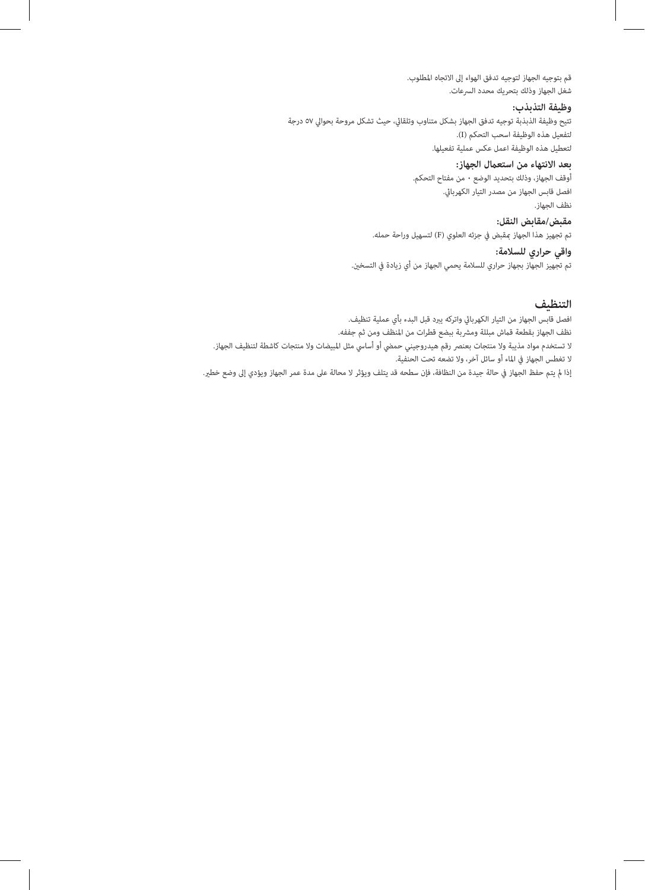قم بتوجيه الجهاز لتوجيه تدفق الهواء إلى الاتجاه المطلوب.

شغل الجهاز وذلك بتحريك محدد السرعات.

### وظيفة التذبذب:

تتيح وظيفة الذبذبة توجيه تدفق الجهاز بشكل متناوب وتلقائي، حيث تشكل مروحة بحوالي ٥٧ درجة

لتفعيل هذه الوظيفة اسحب التحكم (I).

لتعطيل هذه الوظيفة اعمل عكس عملية تفعيلها.

### بعد الانتهاء من استعمال الجهاز:

أوقف الجهاز، وذلك بتحديد الوضع ٠ من مفتاح التحكم.

افصل قابس الجهاز من مصدر التيار الكهربائي.

نظف الجهاز.

### مقبض/مقابض النقل:

تم تجهيز هذا الجهاز بمقبض في جزئه العلوي (F) لتسهيل وراحة حمله.

### واقي حراري للسلامة:

تم تجهيز الجهاز بجهاز حراري للسلامة يحمي الجهاز من أي زيادة في التسخين.

## التنظيف

افصل قابس الجهاز من التيار الكهربائي واتركه يبرد قبل البدء بأي عملية تنظيف.

نظف الجهاز بقطعة قماش مبللة ومشربة ببضع قطرات من المنظف ومن ثم جففه.

لا تستخدم مواد مذيبة ولا منتجات بعنصر رقم هيدروجيني حمضي أو أساسي مثل المبيضات ولا منتجات كاشطة لتنظيف الجهاز.

لا تغطس الجهاز في الماء أو سائل آخر، ولا تضعه تحت الحنفية.

إذا لم يتم حفظ الجهاز في حالة جيدة من النظافة، فإن سطحه قد يتلف ويؤثر لا محالة على مدة عمر الجهاز ويؤدي إلى وضع خطير.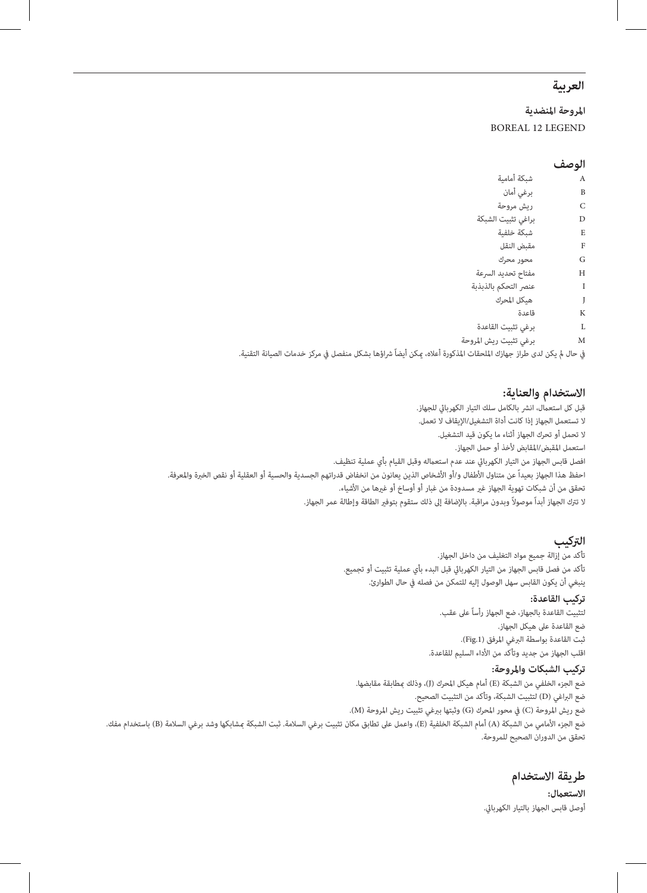# العربية

## المروحة المنضدية

BOREAL 12 LEGEND

## الوصف

A شبكة أمامية
B برغي أمان
C ريش مروحة
D براغي تثبيت الشبكة
E شبكة خلفية
F مقبض النقل
G محور محرك
H مفتاح تحديد السرعة
I عنصر التحكم بالذبذبة
J هيكل المحرك
K قاعدة
L برغي تثبيت القاعدة
M برغي تثبيت ريش المروحة

في حال لم يكن لدى طراز جهازك الملحقات المذكورة أعلاه، يمكن أيضاً شراؤها بشكل منفصل في مركز خدمات الصيانة التقنية.

## الاستخدام والعناية:

قبل كل استعمال، انشر بالكامل سلك التيار الكهربائي للجهاز.
لا تستعمل الجهاز إذا كانت أداة التشغيل/الإيقاف لا تعمل.
لا تحمل أو تحرك الجهاز أثناء ما يكون قيد التشغيل.
استعمل المقبض/المقابض لأخذ أو حمل الجهاز.
افصل قابس الجهاز من التيار الكهربائي عند عدم استعماله وقبل القيام بأي عملية تنظيف.
احفظ هذا الجهاز بعيداً عن متناول الأطفال و/أو الأشخاص الذين يعانون من انخفاض قدراتهم الجسدية والحسية أو العقلية أو نقص الخبرة والمعرفة.
تحقق من أن شبكات تهوية الجهاز غير مسدودة من غبار أو أوساخ أو غيرها من الأشياء.
لا تترك الجهاز أبداً موصولاً وبدون مراقبة. بالإضافة إلى ذلك ستقوم بتوفير الطاقة وإطالة عمر الجهاز.

## التركيب

تأكد من إزالة جميع مواد التغليف من داخل الجهاز.
تأكد من فصل قابس الجهاز من التيار الكهربائي قبل البدء بأي عملية تثبيت أو تجميع.
ينبغي أن يكون القابس سهل الوصول إليه للتمكن من فصله في حال الطوارئ.

### تركيب القاعدة:

لتثبيت القاعدة بالجهاز، ضع الجهاز رأساً على عقب.
ضع القاعدة على هيكل الجهاز.
ثبت القاعدة بواسطة البرغي المرفق (Fig.1).
اقلب الجهاز من جديد وتأكد من الأداء السليم للقاعدة.

### تركيب الشبكات والمروحة:

ضع الجزء الخلفي من الشبكة (E) أمام هيكل المحرك (J)، وذلك بمطابقة مقابضها.
ضع البراغي (D) لتثبيت الشبكة، وتأكد من التثبيت الصحيح.
ضع ريش المروحة (C) في محور المحرك (G) وثبتها ببرغي تثبيت ريش المروحة (M).
ضع الجزء الأمامي من الشبكة (A) أمام الشبكة الخلفية (E)، واعمل على تطابق مكان تثبيت برغي السلامة. ثبت الشبكة بمشابكها وشد برغي السلامة (B) باستخدام مفك.
تحقق من الدوران الصحيح للمروحة.

## طريقة الاستخدام

### الاستعمال:

أوصل قابس الجهاز بالتيار الكهربائي.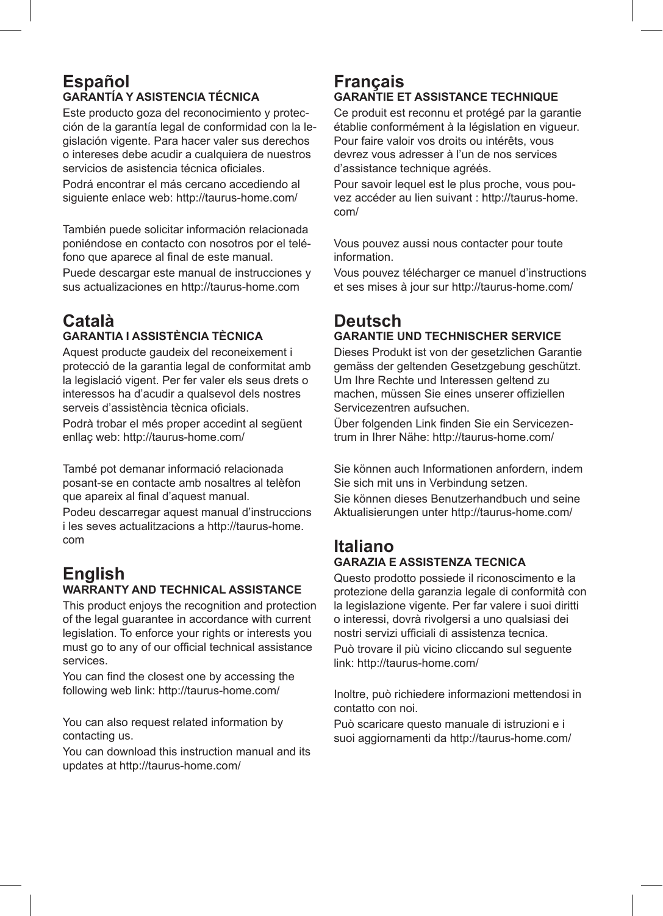## Español

### GARANTÍA Y ASISTENCIA TÉCNICA

Este producto goza del reconocimiento y protección de la garantía legal de conformidad con la legislación vigente. Para hacer valer sus derechos o intereses debe acudir a cualquiera de nuestros servicios de asistencia técnica oficiales.

Podrá encontrar el más cercano accediendo al siguiente enlace web: http://taurus-home.com/

También puede solicitar información relacionada poniéndose en contacto con nosotros por el teléfono que aparece al final de este manual.

Puede descargar este manual de instrucciones y sus actualizaciones en http://taurus-home.com

## Català

### GARANTIA I ASSISTÈNCIA TÈCNICA

Aquest producte gaudeix del reconeixement i protecció de la garantia legal de conformitat amb la legislació vigent. Per fer valer els seus drets o interessos ha d'acudir a qualsevol dels nostres serveis d'assistència tècnica oficials.

Podrà trobar el més proper accedint al següent enllaç web: http://taurus-home.com/

També pot demanar informació relacionada posant-se en contacte amb nosaltres al telèfon que apareix al final d'aquest manual.

Podeu descarregar aquest manual d'instruccions i les seves actualitzacions a http://taurus-home.com

## English

### WARRANTY AND TECHNICAL ASSISTANCE

This product enjoys the recognition and protection of the legal guarantee in accordance with current legislation. To enforce your rights or interests you must go to any of our official technical assistance services.

You can find the closest one by accessing the following web link: http://taurus-home.com/

You can also request related information by contacting us.

You can download this instruction manual and its updates at http://taurus-home.com/

## Français

### GARANTIE ET ASSISTANCE TECHNIQUE

Ce produit est reconnu et protégé par la garantie établie conformément à la législation en vigueur. Pour faire valoir vos droits ou intérêts, vous devrez vous adresser à l'un de nos services d'assistance technique agréés.

Pour savoir lequel est le plus proche, vous pouvez accéder au lien suivant : http://taurus-home.com/

Vous pouvez aussi nous contacter pour toute information.

Vous pouvez télécharger ce manuel d'instructions et ses mises à jour sur http://taurus-home.com/

## Deutsch

### GARANTIE UND TECHNISCHER SERVICE

Dieses Produkt ist von der gesetzlichen Garantie gemäss der geltenden Gesetzgebung geschützt. Um Ihre Rechte und Interessen geltend zu machen, müssen Sie eines unserer offiziellen Servicezentren aufsuchen.

Über folgenden Link finden Sie ein Servicezentrum in Ihrer Nähe: http://taurus-home.com/

Sie können auch Informationen anfordern, indem Sie sich mit uns in Verbindung setzen.

Sie können dieses Benutzerhandbuch und seine Aktualisierungen unter http://taurus-home.com/

## Italiano

### GARAZIA E ASSISTENZA TECNICA

Questo prodotto possiede il riconoscimento e la protezione della garanzia legale di conformità con la legislazione vigente. Per far valere i suoi diritti o interessi, dovrà rivolgersi a uno qualsiasi dei nostri servizi ufficiali di assistenza tecnica.

Può trovare il più vicino cliccando sul seguente link: http://taurus-home.com/

Inoltre, può richiedere informazioni mettendosi in contatto con noi.

Può scaricare questo manuale di istruzioni e i suoi aggiornamenti da http://taurus-home.com/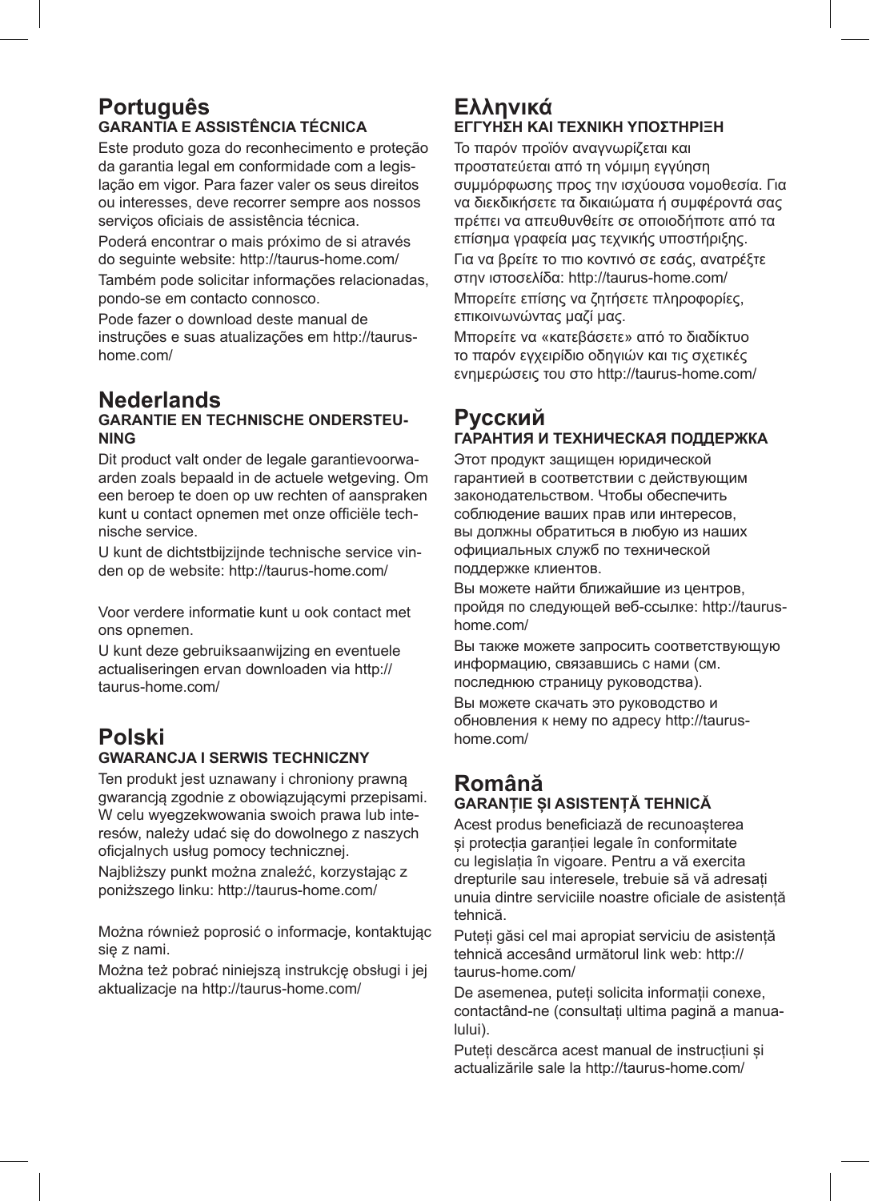# Português

### GARANTIA E ASSISTÊNCIA TÉCNICA

Este produto goza do reconhecimento e proteção da garantia legal em conformidade com a legislação em vigor. Para fazer valer os seus direitos ou interesses, deve recorrer sempre aos nossos serviços oficiais de assistência técnica.

Poderá encontrar o mais próximo de si através do seguinte website: http://taurus-home.com/

Também pode solicitar informações relacionadas, pondo-se em contacto connosco.

Pode fazer o download deste manual de instruções e suas atualizações em http://taurus-home.com/

# Nederlands

### GARANTIE EN TECHNISCHE ONDERSTEUNING

Dit product valt onder de legale garantievoorwaarden zoals bepaald in de actuele wetgeving. Om een beroep te doen op uw rechten of aanspraken kunt u contact opnemen met onze officiële technische service.

U kunt de dichtstbijzijnde technische service vinden op de website: http://taurus-home.com/

Voor verdere informatie kunt u ook contact met ons opnemen.

U kunt deze gebruiksaanwijzing en eventuele actualiseringen ervan downloaden via http://taurus-home.com/

# Polski

### GWARANCJA I SERWIS TECHNICZNY

Ten produkt jest uznawany i chroniony prawną gwarancją zgodnie z obowiązującymi przepisami. W celu wyegzekwowania swoich prawa lub interesów, należy udać się do dowolnego z naszych oficjalnych usług pomocy technicznej.

Najbliższy punkt można znaleźć, korzystając z poniższego linku: http://taurus-home.com/

Można również poprosić o informacje, kontaktując się z nami.

Można też pobrać niniejszą instrukcję obsługi i jej aktualizacje na http://taurus-home.com/

# Ελληνικά

### ΕΓΓΥΗΣΗ ΚΑΙ ΤΕΧΝΙΚΗ ΥΠΟΣΤΗΡΙΞΗ

Το παρόν προϊόν αναγνωρίζεται και προστατεύεται από τη νόμιμη εγγύηση συμμόρφωσης προς την ισχύουσα νομοθεσία. Για να διεκδικήσετε τα δικαιώματα ή συμφέροντά σας πρέπει να απευθυνθείτε σε οποιοδήποτε από τα επίσημα γραφεία μας τεχνικής υποστήριξης.

Για να βρείτε το πιο κοντινό σε εσάς, ανατρέξτε στην ιστοσελίδα: http://taurus-home.com/

Μπορείτε επίσης να ζητήσετε πληροφορίες, επικοινωνώντας μαζί μας.

Μπορείτε να «κατεβάσετε» από το διαδίκτυο το παρόν εγχειρίδιο οδηγιών και τις σχετικές ενημερώσεις του στο http://taurus-home.com/

# Русский

### ГАРАНТИЯ И ТЕХНИЧЕСКАЯ ПОДДЕРЖКА

Этот продукт защищен юридической гарантией в соответствии с действующим законодательством. Чтобы обеспечить соблюдение ваших прав или интересов, вы должны обратиться в любую из наших официальных служб по технической поддержке клиентов.

Вы можете найти ближайшие из центров, пройдя по следующей веб-ссылке: http://taurus-home.com/

Вы также можете запросить соответствующую информацию, связавшись с нами (см. последнюю страницу руководства).

Вы можете скачать это руководство и обновления к нему по адресу http://taurus-home.com/

# Română

### GARANȚIE ȘI ASISTENȚĂ TEHNICĂ

Acest produs beneficiază de recunoașterea și protecția garanției legale în conformitate cu legislația în vigoare. Pentru a vă exercita drepturile sau interesele, trebuie să vă adresați unuia dintre serviciile noastre oficiale de asistență tehnică.

Puteți găsi cel mai apropiat serviciu de asistență tehnică accesând următorul link web: http://taurus-home.com/

De asemenea, puteți solicita informații conexe, contactând-ne (consultați ultima pagină a manualului).

Puteți descărca acest manual de instrucțiuni și actualizările sale la http://taurus-home.com/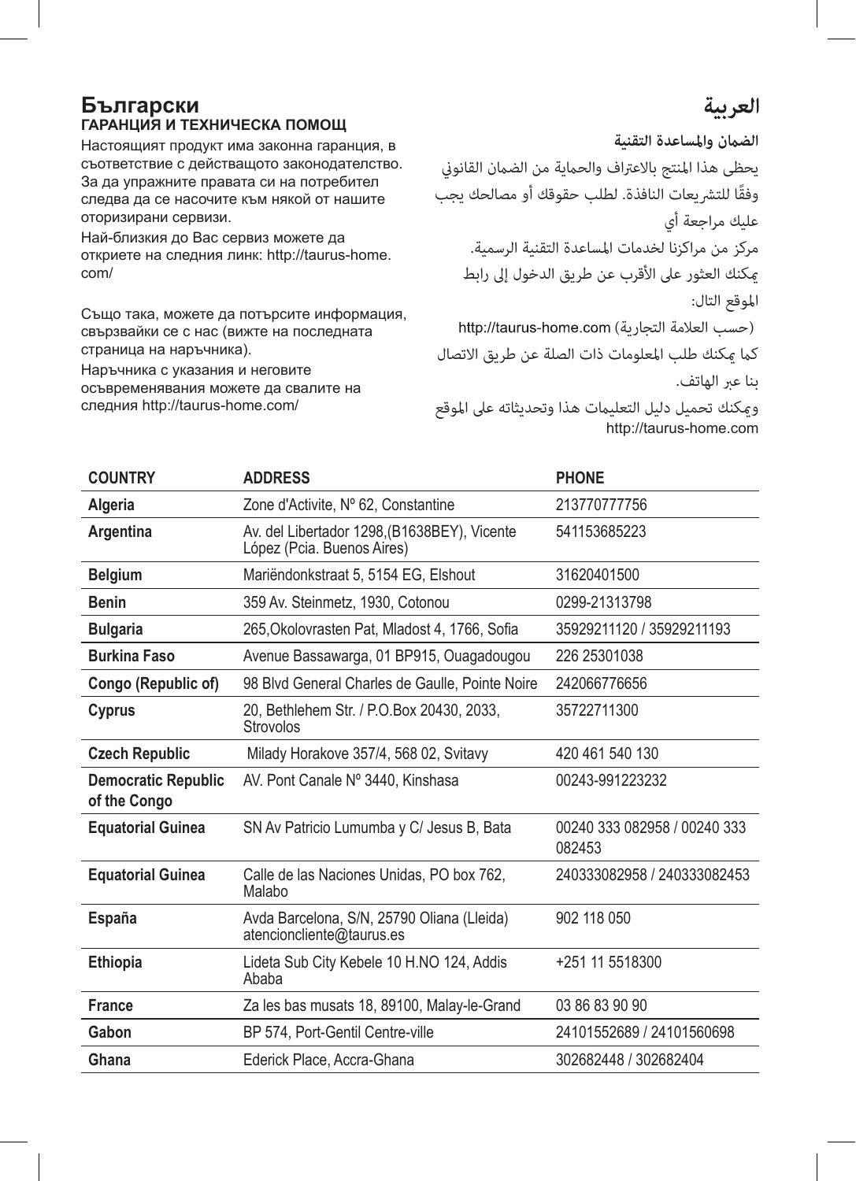## Български

### ГАРАНЦИЯ И ТЕХНИЧЕСКА ПОМОЩ

Настоящият продукт има законна гаранция, в съответствие с действащото законодателство. За да упражните правата си на потребител следва да се насочите към някой от нашите оторизирани сервизи.

Най-близкия до Вас сервиз можете да откриете на следния линк: http://taurus-home.com/

Също така, можете да потърсите информация, свързвайки се с нас (вижте на последната страница на наръчника).

Наръчника с указания и неговите осъвременявания можете да свалите на следния http://taurus-home.com/

## العربية

### الضمان والمساعدة التقنية

يحظى هذا المنتج بالاعتراف والحماية من الضمان القانوني وفقًا للتشريعات النافذة. لطلب حقوقك أو مصالحك يجب عليك مراجعة أي

مركز من مراكزنا لخدمات المساعدة التقنية الرسمية.

يمكنك العثور على الأقرب عن طريق الدخول إلى رابط الموقع التالي:

(حسب العلامة التجارية) http://taurus-home.com

كما يمكنك طلب المعلومات ذات الصلة عن طريق الاتصال بنا عبر الهاتف.

ويمكنك تحميل دليل التعليمات هذا وتحديثاته على الموقع http://taurus-home.com

| COUNTRY | ADDRESS | PHONE |
|---|---|---|
| Algeria | Zone d'Activite, Nº 62, Constantine | 213770777756 |
| Argentina | Av. del Libertador 1298,(B1638BEY), Vicente López (Pcia. Buenos Aires) | 541153685223 |
| Belgium | Mariëndonkstraat 5, 5154 EG, Elshout | 31620401500 |
| Benin | 359 Av. Steinmetz, 1930, Cotonou | 0299-21313798 |
| Bulgaria | 265,Okolovrasten Pat, Mladost 4, 1766, Sofia | 35929211120 / 35929211193 |
| Burkina Faso | Avenue Bassawarga, 01 BP915, Ouagadougou | 226 25301038 |
| Congo (Republic of) | 98 Blvd General Charles de Gaulle, Pointe Noire | 242066776656 |
| Cyprus | 20, Bethlehem Str. / P.O.Box 20430, 2033, Strovolos | 35722711300 |
| Czech Republic | Milady Horakove 357/4, 568 02, Svitavy | 420 461 540 130 |
| Democratic Republic of the Congo | AV. Pont Canale Nº 3440, Kinshasa | 00243-991223232 |
| Equatorial Guinea | SN Av Patricio Lumumba y C/ Jesus B, Bata | 00240 333 082958 / 00240 333 082453 |
| Equatorial Guinea | Calle de las Naciones Unidas, PO box 762, Malabo | 240333082958 / 240333082453 |
| España | Avda Barcelona, S/N, 25790 Oliana (Lleida) atencioncliente@taurus.es | 902 118 050 |
| Ethiopia | Lideta Sub City Kebele 10 H.NO 124, Addis Ababa | +251 11 5518300 |
| France | Za les bas musats 18, 89100, Malay-le-Grand | 03 86 83 90 90 |
| Gabon | BP 574, Port-Gentil Centre-ville | 24101552689 / 24101560698 |
| Ghana | Ederick Place, Accra-Ghana | 302682448 / 302682404 |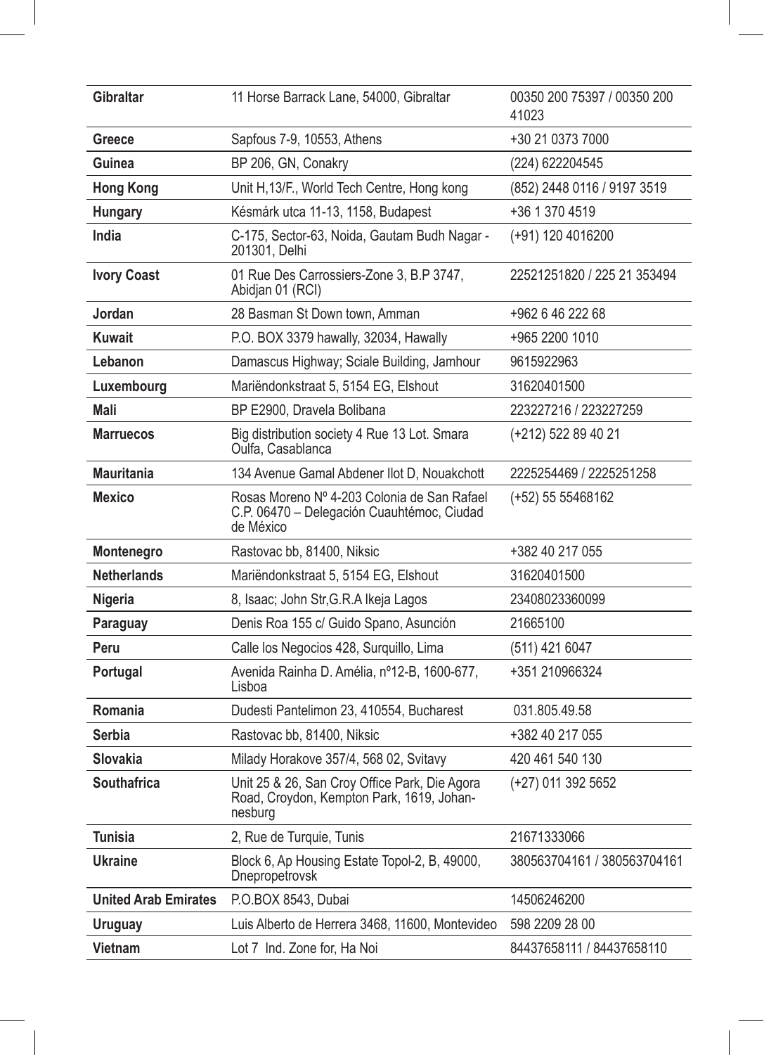| | | |
|---|---|---|
| **Gibraltar** | 11 Horse Barrack Lane, 54000, Gibraltar | 00350 200 75397 / 00350 200 41023 |
| **Greece** | Sapfous 7-9, 10553, Athens | +30 21 0373 7000 |
| **Guinea** | BP 206, GN, Conakry | (224) 622204545 |
| **Hong Kong** | Unit H,13/F., World Tech Centre, Hong kong | (852) 2448 0116 / 9197 3519 |
| **Hungary** | Késmárk utca 11-13, 1158, Budapest | +36 1 370 4519 |
| **India** | C-175, Sector-63, Noida, Gautam Budh Nagar - 201301, Delhi | (+91) 120 4016200 |
| **Ivory Coast** | 01 Rue Des Carrossiers-Zone 3, B.P 3747, Abidjan 01 (RCI) | 22521251820 / 225 21 353494 |
| **Jordan** | 28 Basman St Down town, Amman | +962 6 46 222 68 |
| **Kuwait** | P.O. BOX 3379 hawally, 32034, Hawally | +965 2200 1010 |
| **Lebanon** | Damascus Highway; Sciale Building, Jamhour | 9615922963 |
| **Luxembourg** | Mariëndonkstraat 5, 5154 EG, Elshout | 31620401500 |
| **Mali** | BP E2900, Dravela Bolibana | 223227216 / 223227259 |
| **Marruecos** | Big distribution society 4 Rue 13 Lot. Smara Oulfa, Casablanca | (+212) 522 89 40 21 |
| **Mauritania** | 134 Avenue Gamal Abdener Ilot D, Nouakchott | 2225254469 / 2225251258 |
| **Mexico** | Rosas Moreno Nº 4-203 Colonia de San Rafael C.P. 06470 – Delegación Cuauhtémoc, Ciudad de México | (+52) 55 55468162 |
| **Montenegro** | Rastovac bb, 81400, Niksic | +382 40 217 055 |
| **Netherlands** | Mariëndonkstraat 5, 5154 EG, Elshout | 31620401500 |
| **Nigeria** | 8, Isaac; John Str,G.R.A Ikeja Lagos | 23408023360099 |
| **Paraguay** | Denis Roa 155 c/ Guido Spano, Asunción | 21665100 |
| **Peru** | Calle los Negocios 428, Surquillo, Lima | (511) 421 6047 |
| **Portugal** | Avenida Rainha D. Amélia, nº12-B, 1600-677, Lisboa | +351 210966324 |
| **Romania** | Dudesti Pantelimon 23, 410554, Bucharest | 031.805.49.58 |
| **Serbia** | Rastovac bb, 81400, Niksic | +382 40 217 055 |
| **Slovakia** | Milady Horakove 357/4, 568 02, Svitavy | 420 461 540 130 |
| **Southafrica** | Unit 25 & 26, San Croy Office Park, Die Agora Road, Croydon, Kempton Park, 1619, Johannesburg | (+27) 011 392 5652 |
| **Tunisia** | 2, Rue de Turquie, Tunis | 21671333066 |
| **Ukraine** | Block 6, Ap Housing Estate Topol-2, B, 49000, Dnepropetrovsk | 380563704161 / 380563704161 |
| **United Arab Emirates** | P.O.BOX 8543, Dubai | 14506246200 |
| **Uruguay** | Luis Alberto de Herrera 3468, 11600, Montevideo | 598 2209 28 00 |
| **Vietnam** | Lot 7 Ind. Zone for, Ha Noi | 84437658111 / 84437658110 |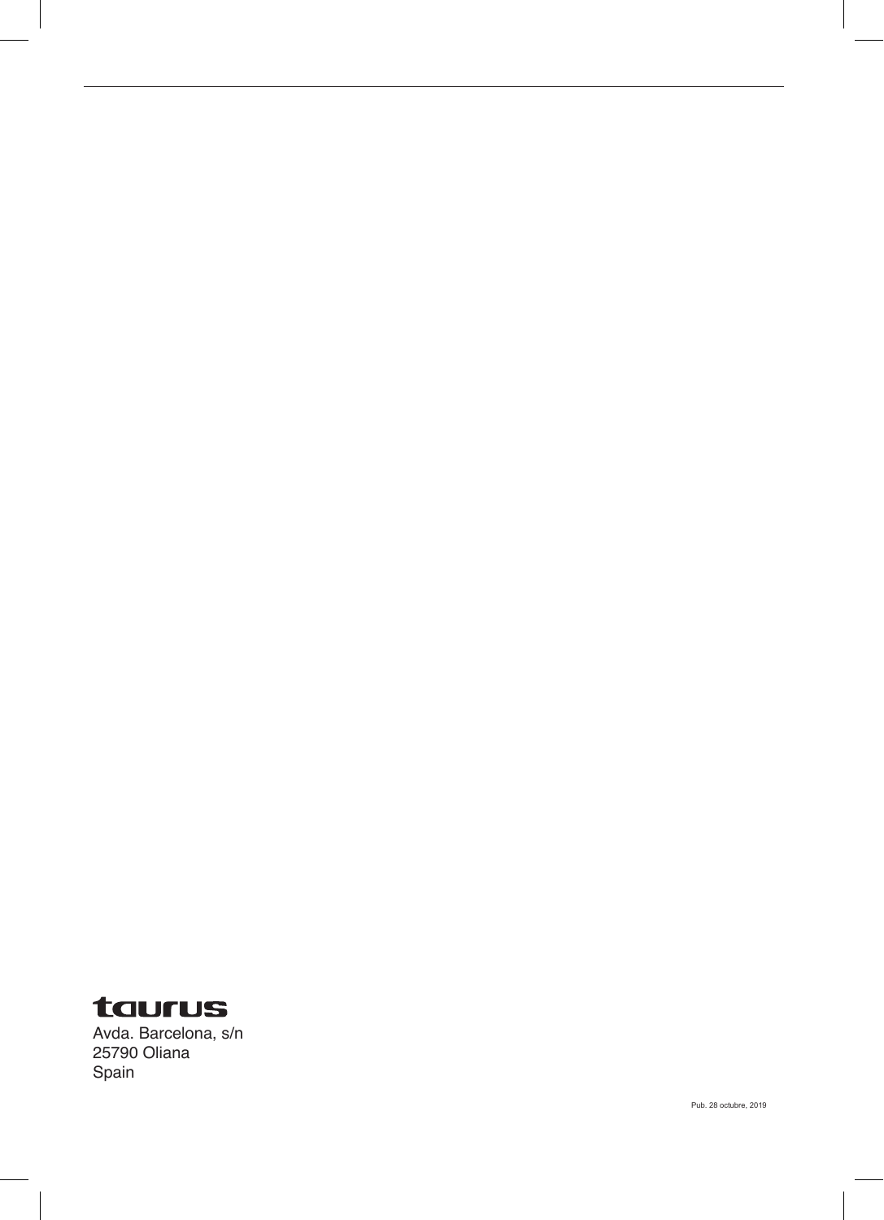taurus

Avda. Barcelona, s/n
25790 Oliana
Spain

Pub. 28 octubre, 2019